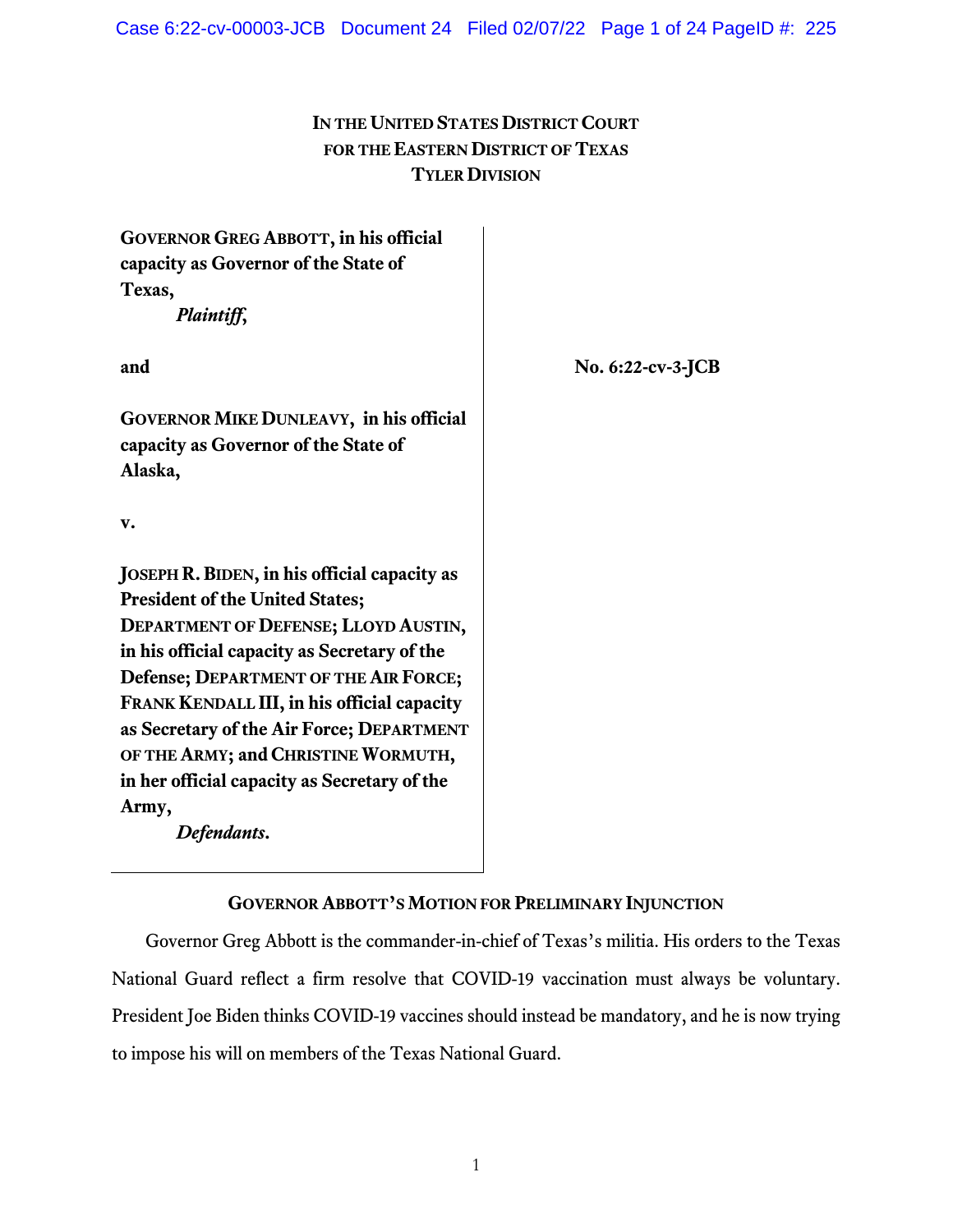**IN THE UNITED STATES DISTRICT COURT**
**FOR THE EASTERN DISTRICT OF TEXAS**
**TYLER DIVISION**

**GOVERNOR GREG ABBOTT, in his official capacity as Governor of the State of Texas,**
*Plaintiff*,

**and**

**GOVERNOR MIKE DUNLEAVY, in his official capacity as Governor of the State of Alaska,**

**v.**

**JOSEPH R. BIDEN, in his official capacity as President of the United States; DEPARTMENT OF DEFENSE; LLOYD AUSTIN, in his official capacity as Secretary of the Defense; DEPARTMENT OF THE AIR FORCE; FRANK KENDALL III, in his official capacity as Secretary of the Air Force; DEPARTMENT OF THE ARMY; and CHRISTINE WORMUTH, in her official capacity as Secretary of the Army,**
*Defendants*.

**No. 6:22-cv-3-JCB**

## GOVERNOR ABBOTT'S MOTION FOR PRELIMINARY INJUNCTION

Governor Greg Abbott is the commander-in-chief of Texas's militia. His orders to the Texas National Guard reflect a firm resolve that COVID-19 vaccination must always be voluntary. President Joe Biden thinks COVID-19 vaccines should instead be mandatory, and he is now trying to impose his will on members of the Texas National Guard.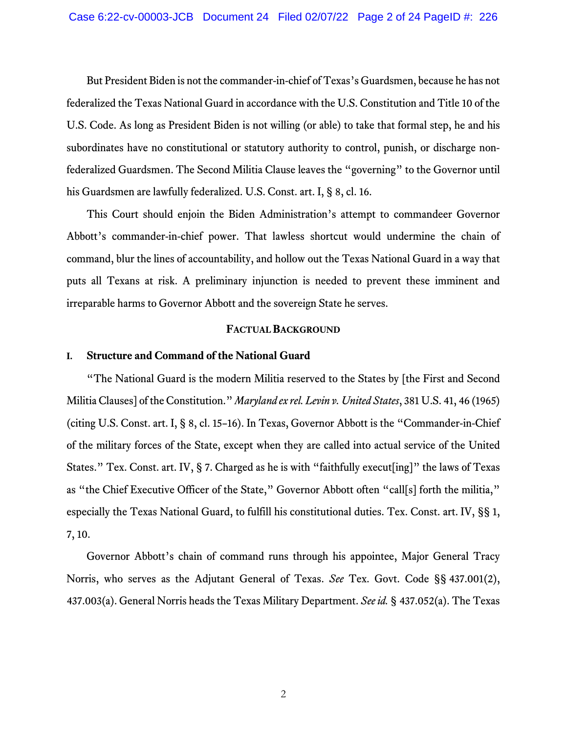But President Biden is not the commander-in-chief of Texas's Guardsmen, because he has not federalized the Texas National Guard in accordance with the U.S. Constitution and Title 10 of the U.S. Code. As long as President Biden is not willing (or able) to take that formal step, he and his subordinates have no constitutional or statutory authority to control, punish, or discharge non-federalized Guardsmen. The Second Militia Clause leaves the "governing" to the Governor until his Guardsmen are lawfully federalized. U.S. Const. art. I, § 8, cl. 16.

This Court should enjoin the Biden Administration's attempt to commandeer Governor Abbott's commander-in-chief power. That lawless shortcut would undermine the chain of command, blur the lines of accountability, and hollow out the Texas National Guard in a way that puts all Texans at risk. A preliminary injunction is needed to prevent these imminent and irreparable harms to Governor Abbott and the sovereign State he serves.

## FACTUAL BACKGROUND

### I. Structure and Command of the National Guard

"The National Guard is the modern Militia reserved to the States by [the First and Second Militia Clauses] of the Constitution." *Maryland ex rel. Levin v. United States*, 381 U.S. 41, 46 (1965) (citing U.S. Const. art. I, § 8, cl. 15–16). In Texas, Governor Abbott is the "Commander-in-Chief of the military forces of the State, except when they are called into actual service of the United States." Tex. Const. art. IV, § 7. Charged as he is with "faithfully execut[ing]" the laws of Texas as "the Chief Executive Officer of the State," Governor Abbott often "call[s] forth the militia," especially the Texas National Guard, to fulfill his constitutional duties. Tex. Const. art. IV, §§ 1, 7, 10.

Governor Abbott's chain of command runs through his appointee, Major General Tracy Norris, who serves as the Adjutant General of Texas. *See* Tex. Govt. Code §§ 437.001(2), 437.003(a). General Norris heads the Texas Military Department. *See id.* § 437.052(a). The Texas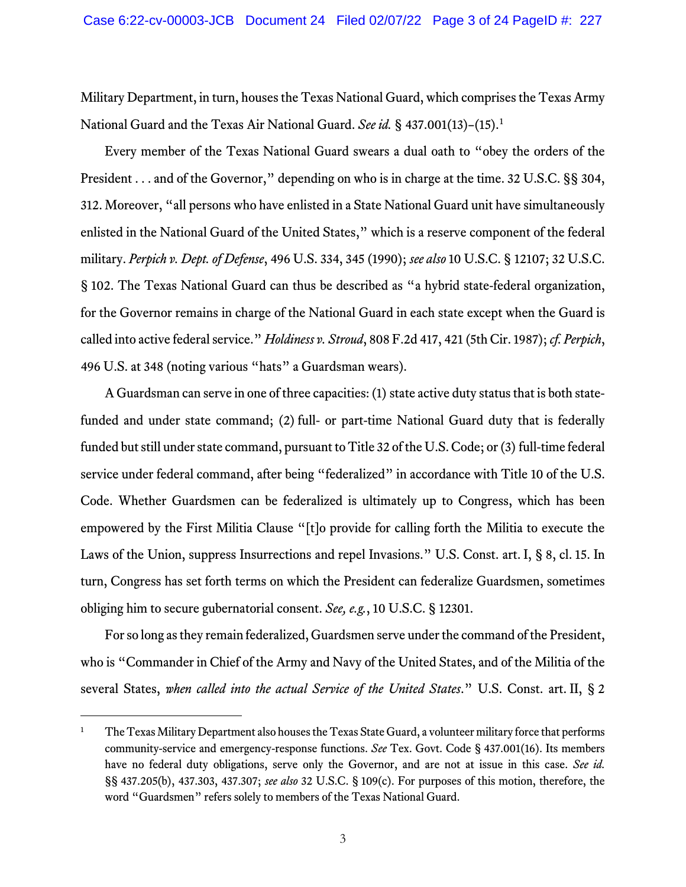Military Department, in turn, houses the Texas National Guard, which comprises the Texas Army National Guard and the Texas Air National Guard. *See id.* § 437.001(13)–(15).[1]

Every member of the Texas National Guard swears a dual oath to "obey the orders of the President . . . and of the Governor," depending on who is in charge at the time. 32 U.S.C. §§ 304, 312. Moreover, "all persons who have enlisted in a State National Guard unit have simultaneously enlisted in the National Guard of the United States," which is a reserve component of the federal military. *Perpich v. Dept. of Defense*, 496 U.S. 334, 345 (1990); *see also* 10 U.S.C. § 12107; 32 U.S.C. § 102. The Texas National Guard can thus be described as "a hybrid state-federal organization, for the Governor remains in charge of the National Guard in each state except when the Guard is called into active federal service." *Holdiness v. Stroud*, 808 F.2d 417, 421 (5th Cir. 1987); *cf. Perpich*, 496 U.S. at 348 (noting various "hats" a Guardsman wears).

A Guardsman can serve in one of three capacities: (1) state active duty status that is both state-funded and under state command; (2) full- or part-time National Guard duty that is federally funded but still under state command, pursuant to Title 32 of the U.S. Code; or (3) full-time federal service under federal command, after being "federalized" in accordance with Title 10 of the U.S. Code. Whether Guardsmen can be federalized is ultimately up to Congress, which has been empowered by the First Militia Clause "[t]o provide for calling forth the Militia to execute the Laws of the Union, suppress Insurrections and repel Invasions." U.S. Const. art. I, § 8, cl. 15. In turn, Congress has set forth terms on which the President can federalize Guardsmen, sometimes obliging him to secure gubernatorial consent. *See, e.g.*, 10 U.S.C. § 12301.

For so long as they remain federalized, Guardsmen serve under the command of the President, who is "Commander in Chief of the Army and Navy of the United States, and of the Militia of the several States, *when called into the actual Service of the United States*." U.S. Const. art. II, § 2

---

[1] The Texas Military Department also houses the Texas State Guard, a volunteer military force that performs community-service and emergency-response functions. *See* Tex. Govt. Code § 437.001(16). Its members have no federal duty obligations, serve only the Governor, and are not at issue in this case. *See id.* §§ 437.205(b), 437.303, 437.307; *see also* 32 U.S.C. § 109(c). For purposes of this motion, therefore, the word "Guardsmen" refers solely to members of the Texas National Guard.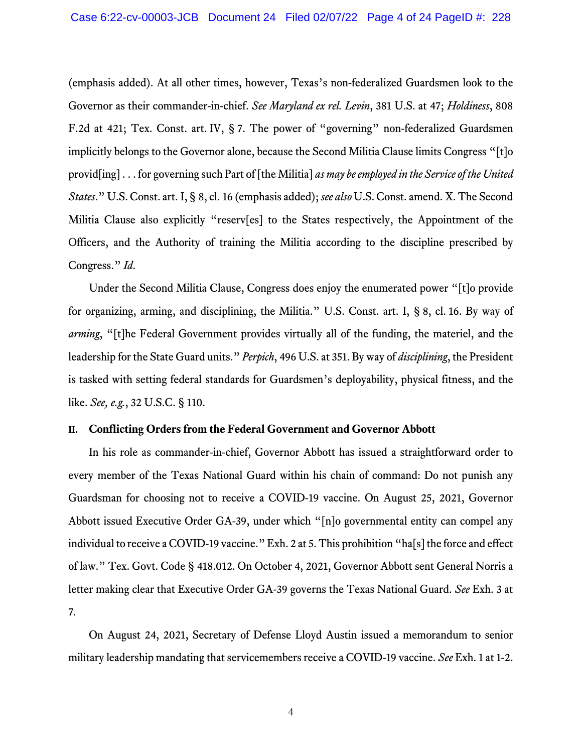(emphasis added). At all other times, however, Texas's non-federalized Guardsmen look to the Governor as their commander-in-chief. *See Maryland ex rel. Levin*, 381 U.S. at 47; *Holdiness*, 808 F.2d at 421; Tex. Const. art. IV, § 7. The power of "governing" non-federalized Guardsmen implicitly belongs to the Governor alone, because the Second Militia Clause limits Congress "[t]o provid[ing] . . . for governing such Part of [the Militia] *as may be employed in the Service of the United States*." U.S. Const. art. I, § 8, cl. 16 (emphasis added); *see also* U.S. Const. amend. X. The Second Militia Clause also explicitly "reserv[es] to the States respectively, the Appointment of the Officers, and the Authority of training the Militia according to the discipline prescribed by Congress." *Id*.

Under the Second Militia Clause, Congress does enjoy the enumerated power "[t]o provide for organizing, arming, and disciplining, the Militia." U.S. Const. art. I, § 8, cl. 16. By way of *arming*, "[t]he Federal Government provides virtually all of the funding, the materiel, and the leadership for the State Guard units." *Perpich*, 496 U.S. at 351. By way of *disciplining*, the President is tasked with setting federal standards for Guardsmen's deployability, physical fitness, and the like. *See, e.g.*, 32 U.S.C. § 110.

## II. Conflicting Orders from the Federal Government and Governor Abbott

In his role as commander-in-chief, Governor Abbott has issued a straightforward order to every member of the Texas National Guard within his chain of command: Do not punish any Guardsman for choosing not to receive a COVID-19 vaccine. On August 25, 2021, Governor Abbott issued Executive Order GA-39, under which "[n]o governmental entity can compel any individual to receive a COVID-19 vaccine." Exh. 2 at 5. This prohibition "ha[s] the force and effect of law." Tex. Govt. Code § 418.012. On October 4, 2021, Governor Abbott sent General Norris a letter making clear that Executive Order GA-39 governs the Texas National Guard. *See* Exh. 3 at 7.

On August 24, 2021, Secretary of Defense Lloyd Austin issued a memorandum to senior military leadership mandating that servicemembers receive a COVID-19 vaccine. *See* Exh. 1 at 1-2.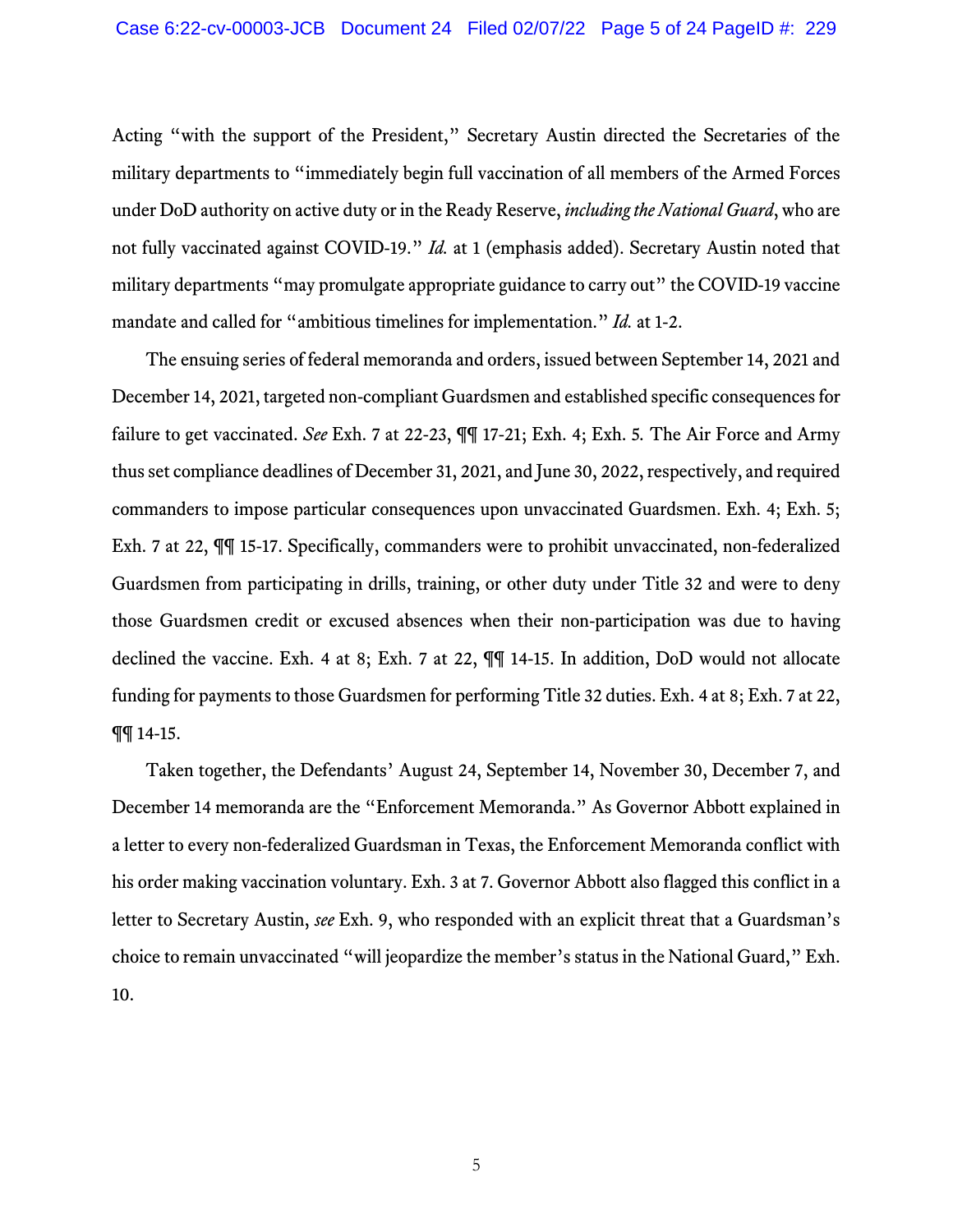Acting "with the support of the President," Secretary Austin directed the Secretaries of the military departments to "immediately begin full vaccination of all members of the Armed Forces under DoD authority on active duty or in the Ready Reserve, *including the National Guard*, who are not fully vaccinated against COVID-19." *Id.* at 1 (emphasis added). Secretary Austin noted that military departments "may promulgate appropriate guidance to carry out" the COVID-19 vaccine mandate and called for "ambitious timelines for implementation." *Id.* at 1-2.

The ensuing series of federal memoranda and orders, issued between September 14, 2021 and December 14, 2021, targeted non-compliant Guardsmen and established specific consequences for failure to get vaccinated. *See* Exh. 7 at 22-23, ¶¶ 17-21; Exh. 4; Exh. 5. The Air Force and Army thus set compliance deadlines of December 31, 2021, and June 30, 2022, respectively, and required commanders to impose particular consequences upon unvaccinated Guardsmen. Exh. 4; Exh. 5; Exh. 7 at 22, ¶¶ 15-17. Specifically, commanders were to prohibit unvaccinated, non-federalized Guardsmen from participating in drills, training, or other duty under Title 32 and were to deny those Guardsmen credit or excused absences when their non-participation was due to having declined the vaccine. Exh. 4 at 8; Exh. 7 at 22, ¶¶ 14-15. In addition, DoD would not allocate funding for payments to those Guardsmen for performing Title 32 duties. Exh. 4 at 8; Exh. 7 at 22, ¶¶ 14-15.

Taken together, the Defendants' August 24, September 14, November 30, December 7, and December 14 memoranda are the "Enforcement Memoranda." As Governor Abbott explained in a letter to every non-federalized Guardsman in Texas, the Enforcement Memoranda conflict with his order making vaccination voluntary. Exh. 3 at 7. Governor Abbott also flagged this conflict in a letter to Secretary Austin, *see* Exh. 9, who responded with an explicit threat that a Guardsman's choice to remain unvaccinated "will jeopardize the member's status in the National Guard," Exh. 10.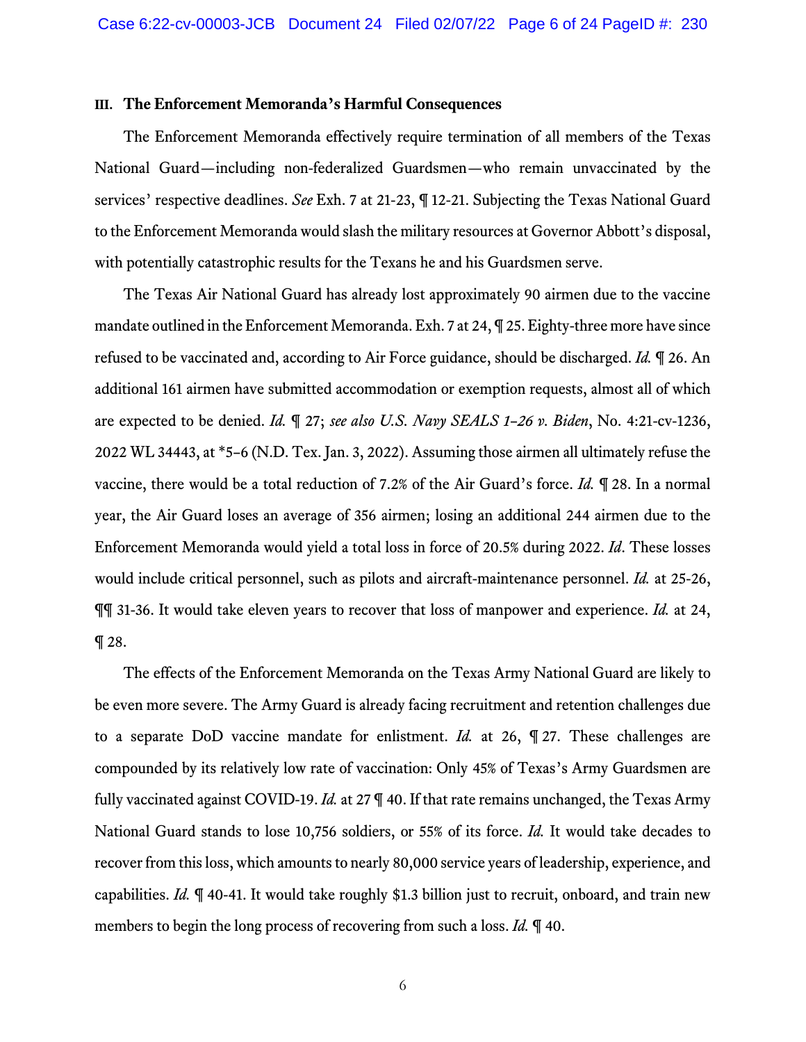### III. The Enforcement Memoranda's Harmful Consequences

The Enforcement Memoranda effectively require termination of all members of the Texas National Guard—including non-federalized Guardsmen—who remain unvaccinated by the services' respective deadlines. *See* Exh. 7 at 21-23, ¶ 12-21. Subjecting the Texas National Guard to the Enforcement Memoranda would slash the military resources at Governor Abbott's disposal, with potentially catastrophic results for the Texans he and his Guardsmen serve.

The Texas Air National Guard has already lost approximately 90 airmen due to the vaccine mandate outlined in the Enforcement Memoranda. Exh. 7 at 24, ¶ 25. Eighty-three more have since refused to be vaccinated and, according to Air Force guidance, should be discharged. *Id.* ¶ 26. An additional 161 airmen have submitted accommodation or exemption requests, almost all of which are expected to be denied. *Id.* ¶ 27; *see also U.S. Navy SEALS 1–26 v. Biden*, No. 4:21-cv-1236, 2022 WL 34443, at *5–6 (N.D. Tex. Jan. 3, 2022). Assuming those airmen all ultimately refuse the vaccine, there would be a total reduction of 7.2% of the Air Guard's force. *Id.* ¶ 28. In a normal year, the Air Guard loses an average of 356 airmen; losing an additional 244 airmen due to the Enforcement Memoranda would yield a total loss in force of 20.5% during 2022. *Id*. These losses would include critical personnel, such as pilots and aircraft-maintenance personnel. *Id.* at 25-26, ¶¶ 31-36. It would take eleven years to recover that loss of manpower and experience. *Id.* at 24, ¶ 28.

The effects of the Enforcement Memoranda on the Texas Army National Guard are likely to be even more severe. The Army Guard is already facing recruitment and retention challenges due to a separate DoD vaccine mandate for enlistment. *Id.* at 26, ¶ 27. These challenges are compounded by its relatively low rate of vaccination: Only 45% of Texas's Army Guardsmen are fully vaccinated against COVID-19. *Id.* at 27 ¶ 40. If that rate remains unchanged, the Texas Army National Guard stands to lose 10,756 soldiers, or 55% of its force. *Id.* It would take decades to recover from this loss, which amounts to nearly 80,000 service years of leadership, experience, and capabilities. *Id.* ¶ 40-41. It would take roughly $1.3 billion just to recruit, onboard, and train new members to begin the long process of recovering from such a loss. *Id.* ¶ 40.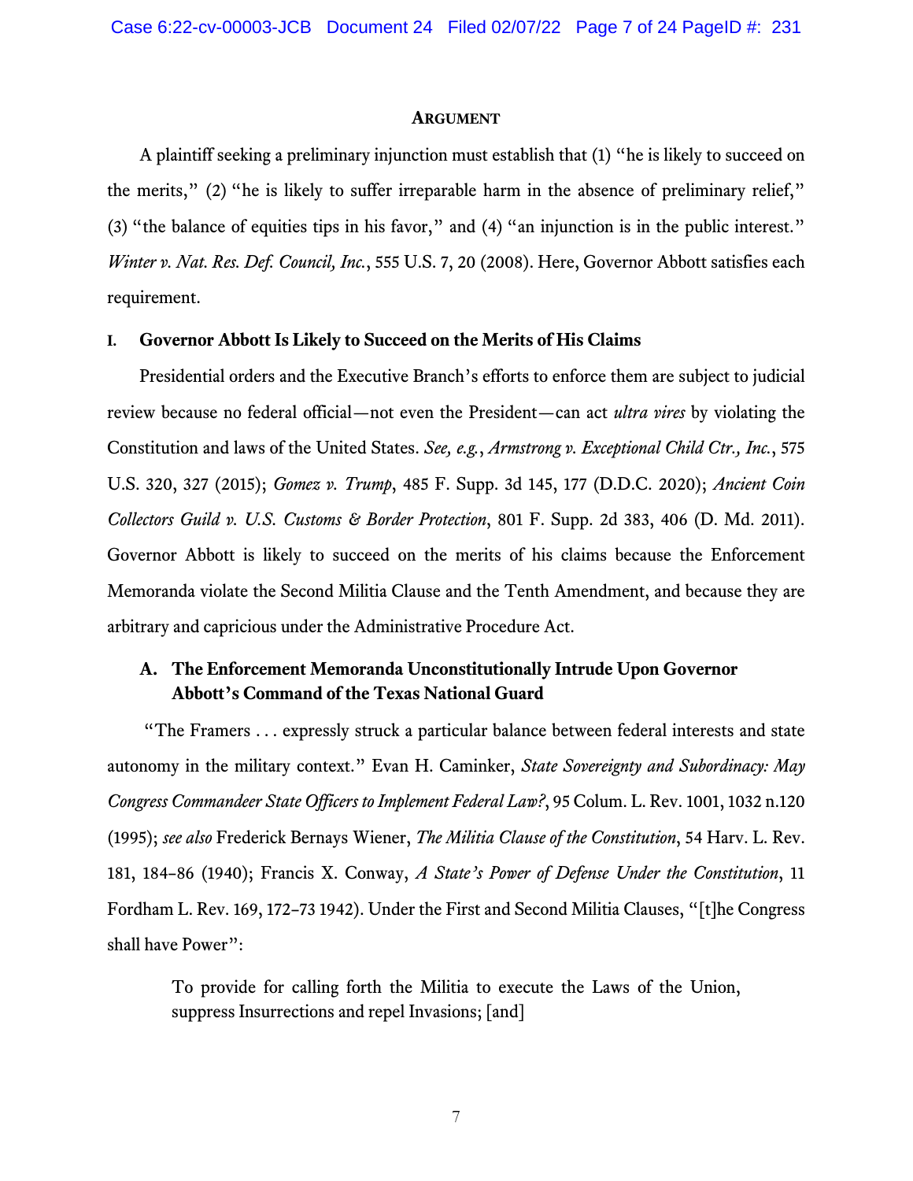## Argument

A plaintiff seeking a preliminary injunction must establish that (1) "he is likely to succeed on the merits," (2) "he is likely to suffer irreparable harm in the absence of preliminary relief," (3) "the balance of equities tips in his favor," and (4) "an injunction is in the public interest." *Winter v. Nat. Res. Def. Council, Inc.*, 555 U.S. 7, 20 (2008). Here, Governor Abbott satisfies each requirement.

### I. Governor Abbott Is Likely to Succeed on the Merits of His Claims

Presidential orders and the Executive Branch's efforts to enforce them are subject to judicial review because no federal official—not even the President—can act *ultra vires* by violating the Constitution and laws of the United States. *See, e.g.*, *Armstrong v. Exceptional Child Ctr., Inc.*, 575 U.S. 320, 327 (2015); *Gomez v. Trump*, 485 F. Supp. 3d 145, 177 (D.D.C. 2020); *Ancient Coin Collectors Guild v. U.S. Customs & Border Protection*, 801 F. Supp. 2d 383, 406 (D. Md. 2011). Governor Abbott is likely to succeed on the merits of his claims because the Enforcement Memoranda violate the Second Militia Clause and the Tenth Amendment, and because they are arbitrary and capricious under the Administrative Procedure Act.

#### A. The Enforcement Memoranda Unconstitutionally Intrude Upon Governor Abbott's Command of the Texas National Guard

"The Framers . . . expressly struck a particular balance between federal interests and state autonomy in the military context." Evan H. Caminker, *State Sovereignty and Subordinacy: May Congress Commandeer State Officers to Implement Federal Law?*, 95 Colum. L. Rev. 1001, 1032 n.120 (1995); *see also* Frederick Bernays Wiener, *The Militia Clause of the Constitution*, 54 Harv. L. Rev. 181, 184–86 (1940); Francis X. Conway, *A State's Power of Defense Under the Constitution*, 11 Fordham L. Rev. 169, 172–73 1942). Under the First and Second Militia Clauses, "[t]he Congress shall have Power":

> To provide for calling forth the Militia to execute the Laws of the Union, suppress Insurrections and repel Invasions; [and]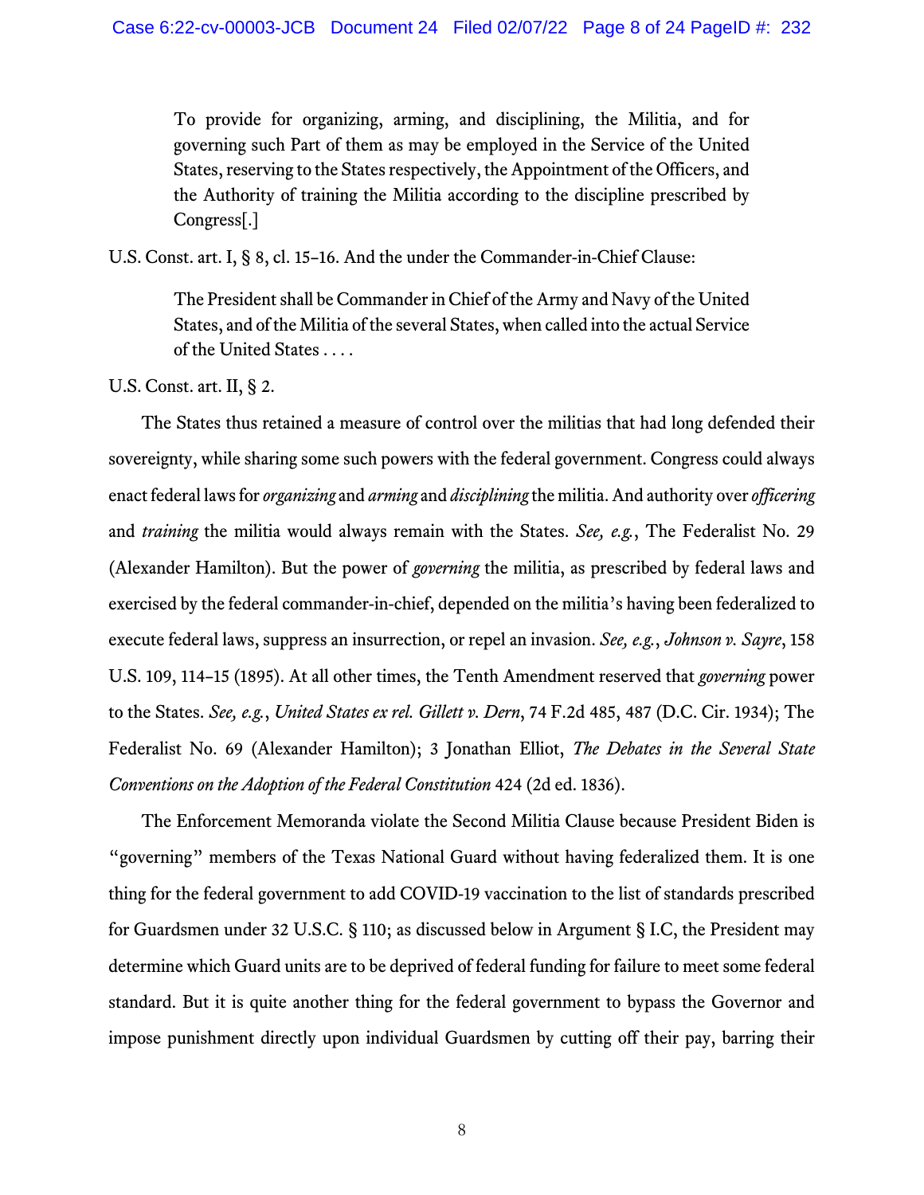> To provide for organizing, arming, and disciplining, the Militia, and for governing such Part of them as may be employed in the Service of the United States, reserving to the States respectively, the Appointment of the Officers, and the Authority of training the Militia according to the discipline prescribed by Congress[.]

U.S. Const. art. I, § 8, cl. 15–16. And the under the Commander-in-Chief Clause:

> The President shall be Commander in Chief of the Army and Navy of the United States, and of the Militia of the several States, when called into the actual Service of the United States . . . .

U.S. Const. art. II, § 2.

The States thus retained a measure of control over the militias that had long defended their sovereignty, while sharing some such powers with the federal government. Congress could always enact federal laws for *organizing* and *arming* and *disciplining* the militia. And authority over *officering* and *training* the militia would always remain with the States. *See, e.g.*, The Federalist No. 29 (Alexander Hamilton). But the power of *governing* the militia, as prescribed by federal laws and exercised by the federal commander-in-chief, depended on the militia's having been federalized to execute federal laws, suppress an insurrection, or repel an invasion. *See, e.g.*, *Johnson v. Sayre*, 158 U.S. 109, 114–15 (1895). At all other times, the Tenth Amendment reserved that *governing* power to the States. *See, e.g.*, *United States ex rel. Gillett v. Dern*, 74 F.2d 485, 487 (D.C. Cir. 1934); The Federalist No. 69 (Alexander Hamilton); 3 Jonathan Elliot, *The Debates in the Several State Conventions on the Adoption of the Federal Constitution* 424 (2d ed. 1836).

The Enforcement Memoranda violate the Second Militia Clause because President Biden is "governing" members of the Texas National Guard without having federalized them. It is one thing for the federal government to add COVID-19 vaccination to the list of standards prescribed for Guardsmen under 32 U.S.C. § 110; as discussed below in Argument § I.C, the President may determine which Guard units are to be deprived of federal funding for failure to meet some federal standard. But it is quite another thing for the federal government to bypass the Governor and impose punishment directly upon individual Guardsmen by cutting off their pay, barring their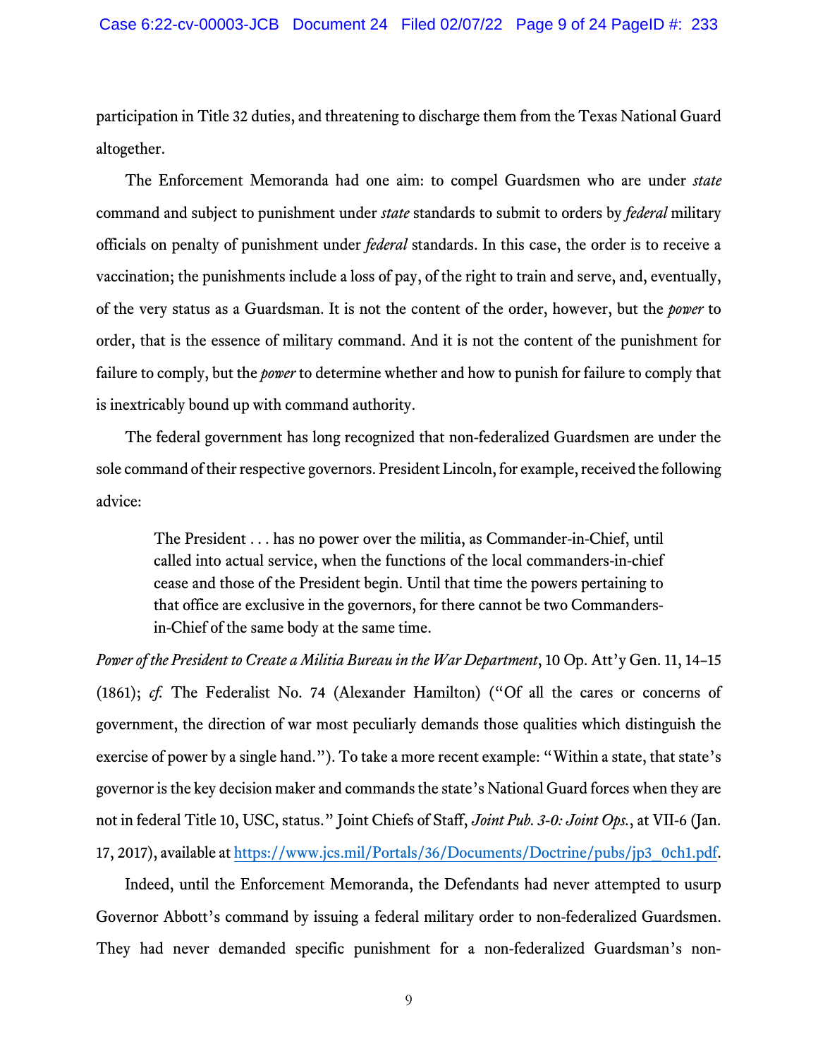participation in Title 32 duties, and threatening to discharge them from the Texas National Guard altogether.

The Enforcement Memoranda had one aim: to compel Guardsmen who are under *state* command and subject to punishment under *state* standards to submit to orders by *federal* military officials on penalty of punishment under *federal* standards. In this case, the order is to receive a vaccination; the punishments include a loss of pay, of the right to train and serve, and, eventually, of the very status as a Guardsman. It is not the content of the order, however, but the *power* to order, that is the essence of military command. And it is not the content of the punishment for failure to comply, but the *power* to determine whether and how to punish for failure to comply that is inextricably bound up with command authority.

The federal government has long recognized that non-federalized Guardsmen are under the sole command of their respective governors. President Lincoln, for example, received the following advice:

> The President . . . has no power over the militia, as Commander-in-Chief, until called into actual service, when the functions of the local commanders-in-chief cease and those of the President begin. Until that time the powers pertaining to that office are exclusive in the governors, for there cannot be two Commanders-in-Chief of the same body at the same time.

*Power of the President to Create a Militia Bureau in the War Department*, 10 Op. Att'y Gen. 11, 14–15 (1861); *cf.* The Federalist No. 74 (Alexander Hamilton) ("Of all the cares or concerns of government, the direction of war most peculiarly demands those qualities which distinguish the exercise of power by a single hand."). To take a more recent example: "Within a state, that state's governor is the key decision maker and commands the state's National Guard forces when they are not in federal Title 10, USC, status." Joint Chiefs of Staff, *Joint Pub. 3-0: Joint Ops.*, at VII-6 (Jan. 17, 2017), available at https://www.jcs.mil/Portals/36/Documents/Doctrine/pubs/jp3_0ch1.pdf.

Indeed, until the Enforcement Memoranda, the Defendants had never attempted to usurp Governor Abbott's command by issuing a federal military order to non-federalized Guardsmen. They had never demanded specific punishment for a non-federalized Guardsman's non-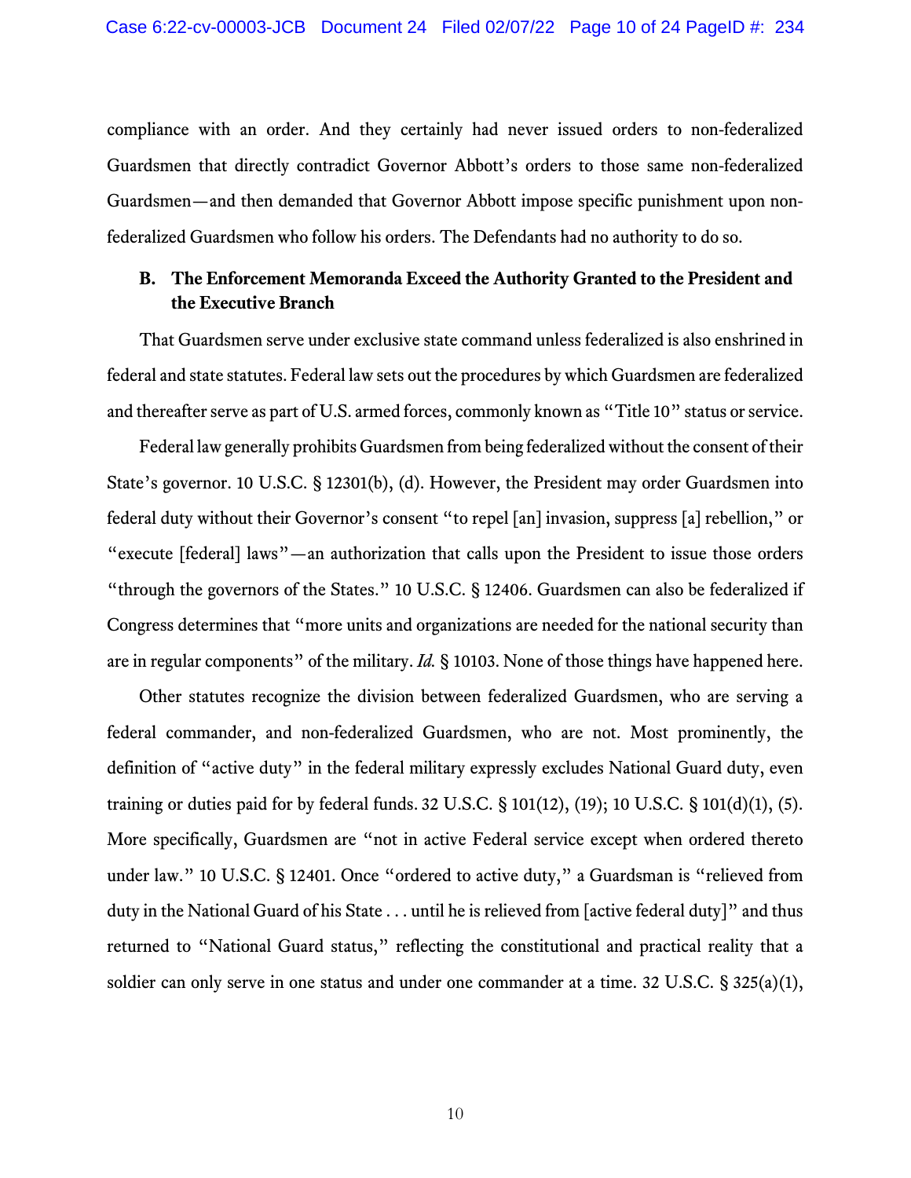compliance with an order. And they certainly had never issued orders to non-federalized Guardsmen that directly contradict Governor Abbott's orders to those same non-federalized Guardsmen—and then demanded that Governor Abbott impose specific punishment upon non-federalized Guardsmen who follow his orders. The Defendants had no authority to do so.

### B. The Enforcement Memoranda Exceed the Authority Granted to the President and the Executive Branch

That Guardsmen serve under exclusive state command unless federalized is also enshrined in federal and state statutes. Federal law sets out the procedures by which Guardsmen are federalized and thereafter serve as part of U.S. armed forces, commonly known as "Title 10" status or service.

Federal law generally prohibits Guardsmen from being federalized without the consent of their State's governor. 10 U.S.C. § 12301(b), (d). However, the President may order Guardsmen into federal duty without their Governor's consent "to repel [an] invasion, suppress [a] rebellion," or "execute [federal] laws"—an authorization that calls upon the President to issue those orders "through the governors of the States." 10 U.S.C. § 12406. Guardsmen can also be federalized if Congress determines that "more units and organizations are needed for the national security than are in regular components" of the military. *Id.* § 10103. None of those things have happened here.

Other statutes recognize the division between federalized Guardsmen, who are serving a federal commander, and non-federalized Guardsmen, who are not. Most prominently, the definition of "active duty" in the federal military expressly excludes National Guard duty, even training or duties paid for by federal funds. 32 U.S.C. § 101(12), (19); 10 U.S.C. § 101(d)(1), (5). More specifically, Guardsmen are "not in active Federal service except when ordered thereto under law." 10 U.S.C. § 12401. Once "ordered to active duty," a Guardsman is "relieved from duty in the National Guard of his State . . . until he is relieved from [active federal duty]" and thus returned to "National Guard status," reflecting the constitutional and practical reality that a soldier can only serve in one status and under one commander at a time. 32 U.S.C. § 325(a)(1),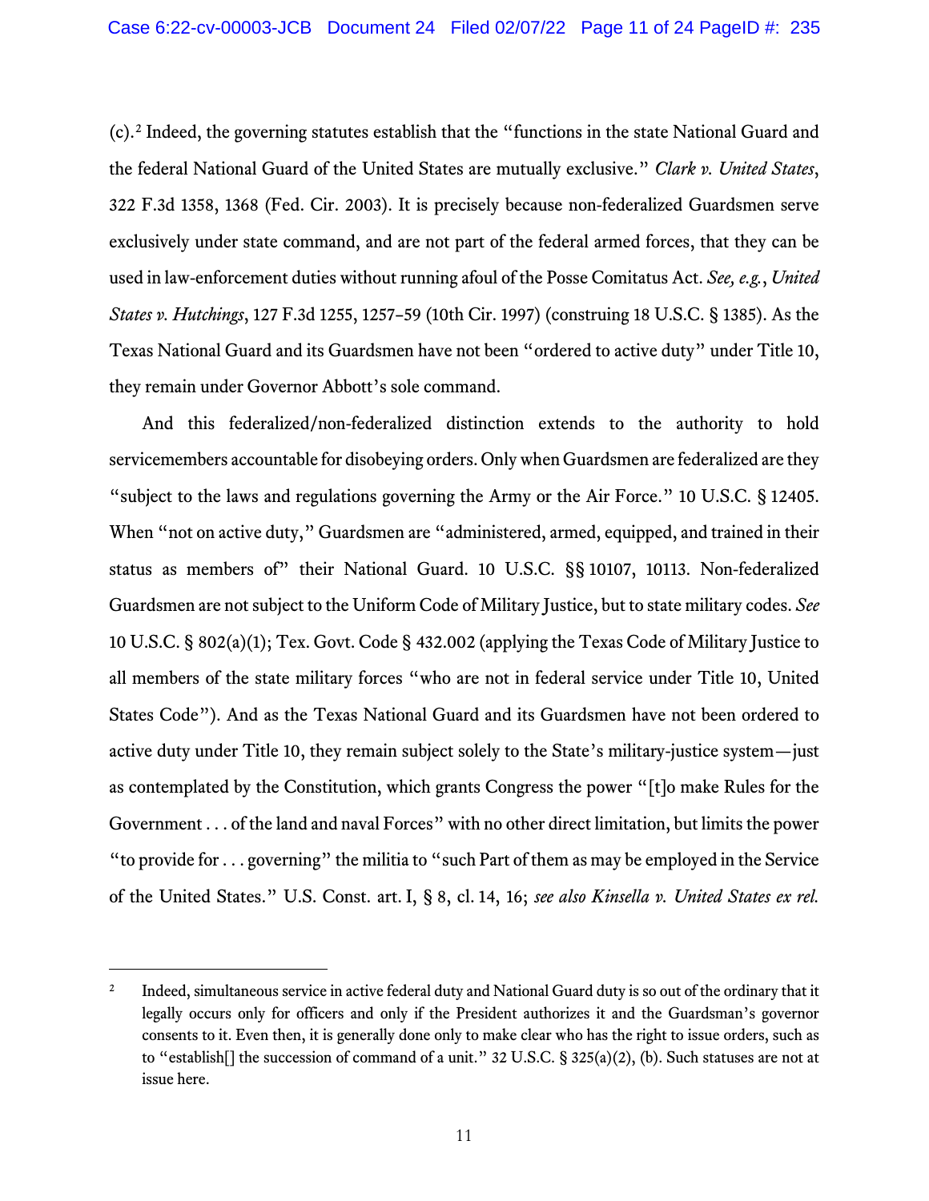(c).[2] Indeed, the governing statutes establish that the "functions in the state National Guard and the federal National Guard of the United States are mutually exclusive." *Clark v. United States*, 322 F.3d 1358, 1368 (Fed. Cir. 2003). It is precisely because non-federalized Guardsmen serve exclusively under state command, and are not part of the federal armed forces, that they can be used in law-enforcement duties without running afoul of the Posse Comitatus Act. *See, e.g.*, *United States v. Hutchings*, 127 F.3d 1255, 1257–59 (10th Cir. 1997) (construing 18 U.S.C. § 1385). As the Texas National Guard and its Guardsmen have not been "ordered to active duty" under Title 10, they remain under Governor Abbott's sole command.

And this federalized/non-federalized distinction extends to the authority to hold servicemembers accountable for disobeying orders. Only when Guardsmen are federalized are they "subject to the laws and regulations governing the Army or the Air Force." 10 U.S.C. § 12405. When "not on active duty," Guardsmen are "administered, armed, equipped, and trained in their status as members of" their National Guard. 10 U.S.C. §§ 10107, 10113. Non-federalized Guardsmen are not subject to the Uniform Code of Military Justice, but to state military codes. *See* 10 U.S.C. § 802(a)(1); Tex. Govt. Code § 432.002 (applying the Texas Code of Military Justice to all members of the state military forces "who are not in federal service under Title 10, United States Code"). And as the Texas National Guard and its Guardsmen have not been ordered to active duty under Title 10, they remain subject solely to the State's military-justice system—just as contemplated by the Constitution, which grants Congress the power "[t]o make Rules for the Government . . . of the land and naval Forces" with no other direct limitation, but limits the power "to provide for . . . governing" the militia to "such Part of them as may be employed in the Service of the United States." U.S. Const. art. I, § 8, cl. 14, 16; *see also Kinsella v. United States ex rel.*

---

[2] Indeed, simultaneous service in active federal duty and National Guard duty is so out of the ordinary that it legally occurs only for officers and only if the President authorizes it and the Guardsman's governor consents to it. Even then, it is generally done only to make clear who has the right to issue orders, such as to "establish[] the succession of command of a unit." 32 U.S.C. § 325(a)(2), (b). Such statuses are not at issue here.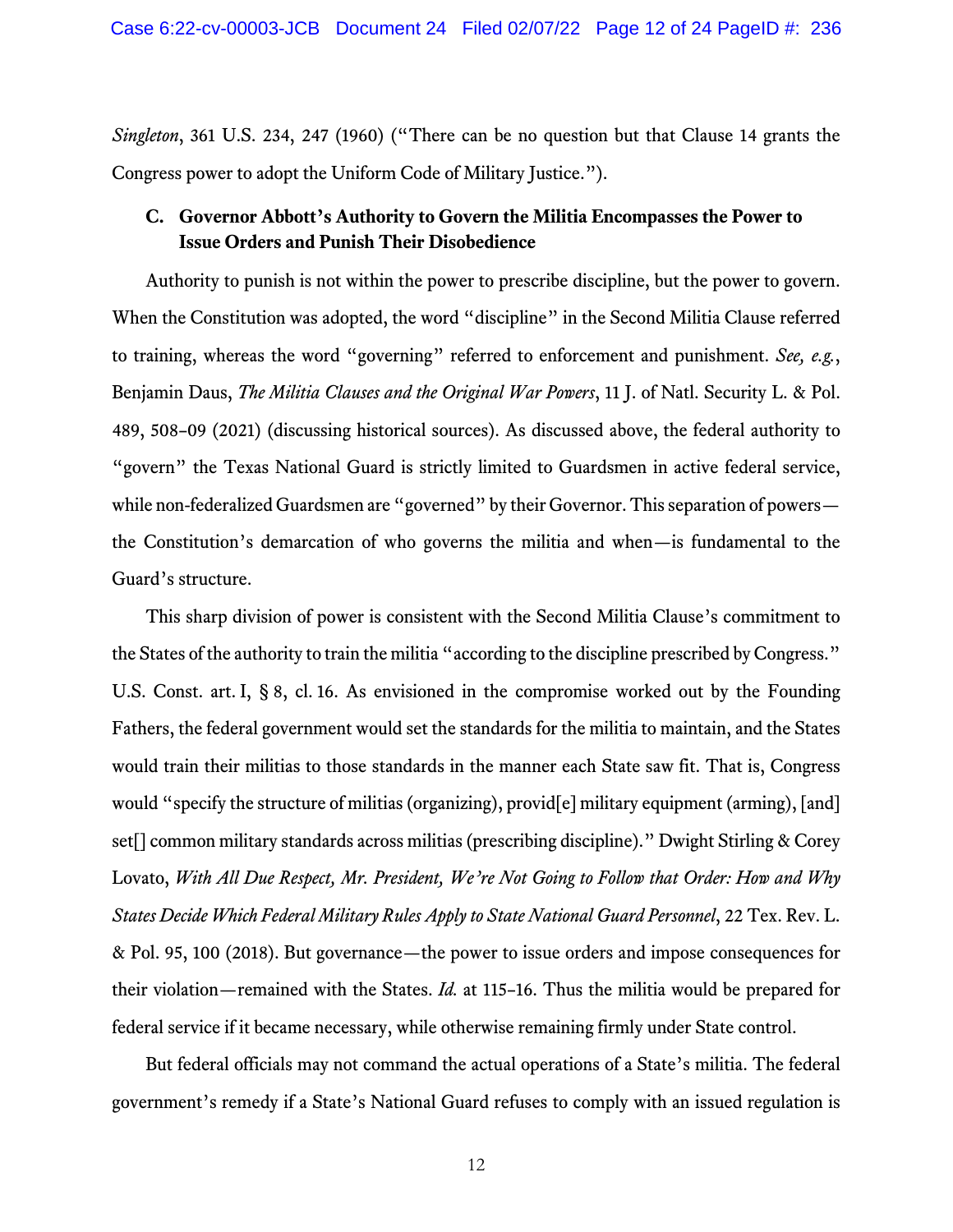*Singleton*, 361 U.S. 234, 247 (1960) ("There can be no question but that Clause 14 grants the Congress power to adopt the Uniform Code of Military Justice.").

### C. Governor Abbott's Authority to Govern the Militia Encompasses the Power to Issue Orders and Punish Their Disobedience

Authority to punish is not within the power to prescribe discipline, but the power to govern. When the Constitution was adopted, the word "discipline" in the Second Militia Clause referred to training, whereas the word "governing" referred to enforcement and punishment. *See, e.g.*, Benjamin Daus, *The Militia Clauses and the Original War Powers*, 11 J. of Natl. Security L. & Pol. 489, 508–09 (2021) (discussing historical sources). As discussed above, the federal authority to "govern" the Texas National Guard is strictly limited to Guardsmen in active federal service, while non-federalized Guardsmen are "governed" by their Governor. This separation of powers—the Constitution's demarcation of who governs the militia and when—is fundamental to the Guard's structure.

This sharp division of power is consistent with the Second Militia Clause's commitment to the States of the authority to train the militia "according to the discipline prescribed by Congress." U.S. Const. art. I, § 8, cl. 16. As envisioned in the compromise worked out by the Founding Fathers, the federal government would set the standards for the militia to maintain, and the States would train their militias to those standards in the manner each State saw fit. That is, Congress would "specify the structure of militias (organizing), provid[e] military equipment (arming), [and] set[] common military standards across militias (prescribing discipline)." Dwight Stirling & Corey Lovato, *With All Due Respect, Mr. President, We're Not Going to Follow that Order: How and Why States Decide Which Federal Military Rules Apply to State National Guard Personnel*, 22 Tex. Rev. L. & Pol. 95, 100 (2018). But governance—the power to issue orders and impose consequences for their violation—remained with the States. *Id.* at 115–16. Thus the militia would be prepared for federal service if it became necessary, while otherwise remaining firmly under State control.

But federal officials may not command the actual operations of a State's militia. The federal government's remedy if a State's National Guard refuses to comply with an issued regulation is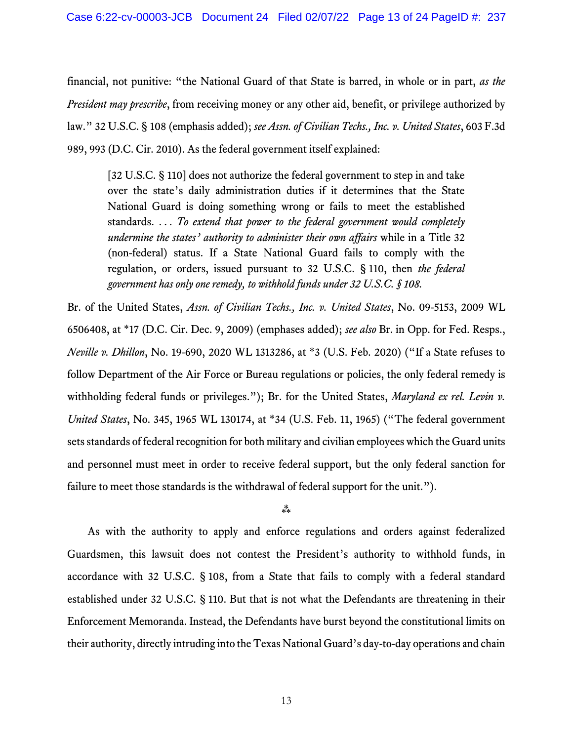financial, not punitive: "the National Guard of that State is barred, in whole or in part, *as the President may prescribe*, from receiving money or any other aid, benefit, or privilege authorized by law." 32 U.S.C. § 108 (emphasis added); *see Assn. of Civilian Techs., Inc. v. United States*, 603 F.3d 989, 993 (D.C. Cir. 2010). As the federal government itself explained:

> [32 U.S.C. § 110] does not authorize the federal government to step in and take over the state's daily administration duties if it determines that the State National Guard is doing something wrong or fails to meet the established standards. . . . *To extend that power to the federal government would completely undermine the states' authority to administer their own affairs* while in a Title 32 (non-federal) status. If a State National Guard fails to comply with the regulation, or orders, issued pursuant to 32 U.S.C. § 110, then *the federal government has only one remedy, to withhold funds under 32 U.S.C. § 108.*

Br. of the United States, *Assn. of Civilian Techs., Inc. v. United States*, No. 09-5153, 2009 WL 6506408, at *17 (D.C. Cir. Dec. 9, 2009) (emphases added); *see also* Br. in Opp. for Fed. Resps., *Neville v. Dhillon*, No. 19-690, 2020 WL 1313286, at *3 (U.S. Feb. 2020) ("If a State refuses to follow Department of the Air Force or Bureau regulations or policies, the only federal remedy is withholding federal funds or privileges."); Br. for the United States, *Maryland ex rel. Levin v. United States*, No. 345, 1965 WL 130174, at *34 (U.S. Feb. 11, 1965) ("The federal government sets standards of federal recognition for both military and civilian employees which the Guard units and personnel must meet in order to receive federal support, but the only federal sanction for failure to meet those standards is the withdrawal of federal support for the unit.").

⁂

As with the authority to apply and enforce regulations and orders against federalized Guardsmen, this lawsuit does not contest the President's authority to withhold funds, in accordance with 32 U.S.C. § 108, from a State that fails to comply with a federal standard established under 32 U.S.C. § 110. But that is not what the Defendants are threatening in their Enforcement Memoranda. Instead, the Defendants have burst beyond the constitutional limits on their authority, directly intruding into the Texas National Guard's day-to-day operations and chain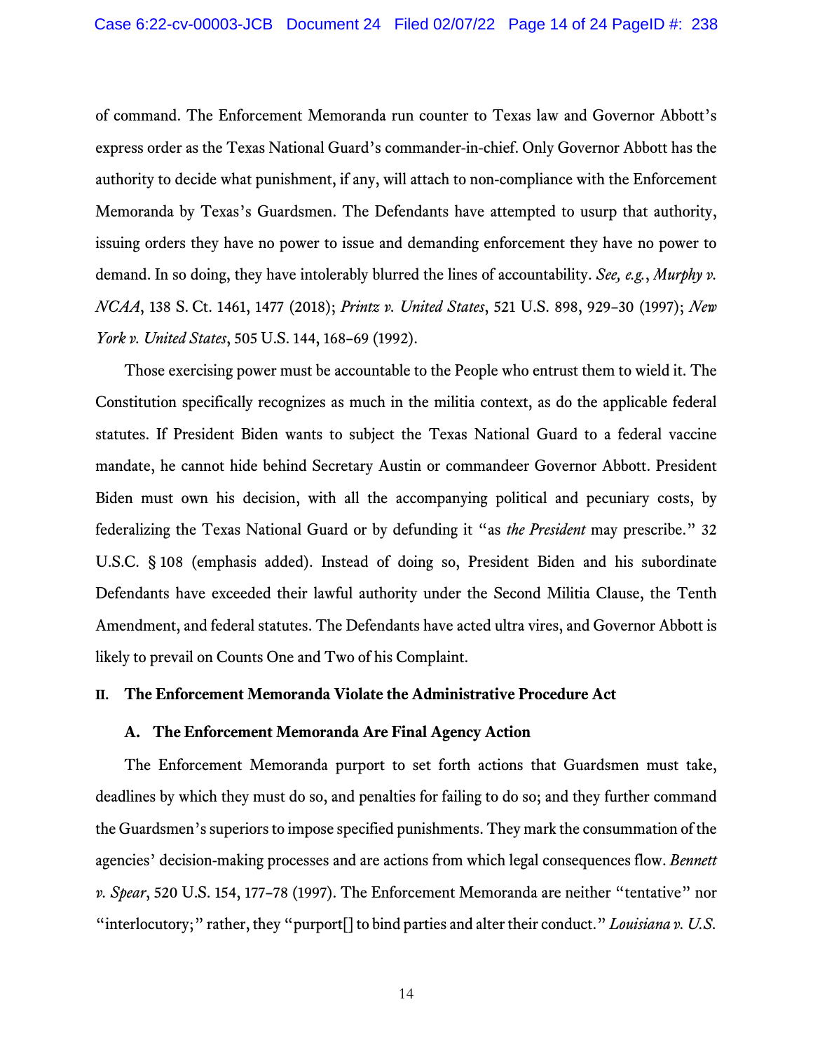of command. The Enforcement Memoranda run counter to Texas law and Governor Abbott's express order as the Texas National Guard's commander-in-chief. Only Governor Abbott has the authority to decide what punishment, if any, will attach to non-compliance with the Enforcement Memoranda by Texas's Guardsmen. The Defendants have attempted to usurp that authority, issuing orders they have no power to issue and demanding enforcement they have no power to demand. In so doing, they have intolerably blurred the lines of accountability. *See, e.g.*, *Murphy v. NCAA*, 138 S. Ct. 1461, 1477 (2018); *Printz v. United States*, 521 U.S. 898, 929–30 (1997); *New York v. United States*, 505 U.S. 144, 168–69 (1992).

Those exercising power must be accountable to the People who entrust them to wield it. The Constitution specifically recognizes as much in the militia context, as do the applicable federal statutes. If President Biden wants to subject the Texas National Guard to a federal vaccine mandate, he cannot hide behind Secretary Austin or commandeer Governor Abbott. President Biden must own his decision, with all the accompanying political and pecuniary costs, by federalizing the Texas National Guard or by defunding it "as *the President* may prescribe." 32 U.S.C. § 108 (emphasis added). Instead of doing so, President Biden and his subordinate Defendants have exceeded their lawful authority under the Second Militia Clause, the Tenth Amendment, and federal statutes. The Defendants have acted ultra vires, and Governor Abbott is likely to prevail on Counts One and Two of his Complaint.

## II. The Enforcement Memoranda Violate the Administrative Procedure Act

### A. The Enforcement Memoranda Are Final Agency Action

The Enforcement Memoranda purport to set forth actions that Guardsmen must take, deadlines by which they must do so, and penalties for failing to do so; and they further command the Guardsmen's superiors to impose specified punishments. They mark the consummation of the agencies' decision-making processes and are actions from which legal consequences flow. *Bennett v. Spear*, 520 U.S. 154, 177–78 (1997). The Enforcement Memoranda are neither "tentative" nor "interlocutory;" rather, they "purport[] to bind parties and alter their conduct." *Louisiana v. U.S.*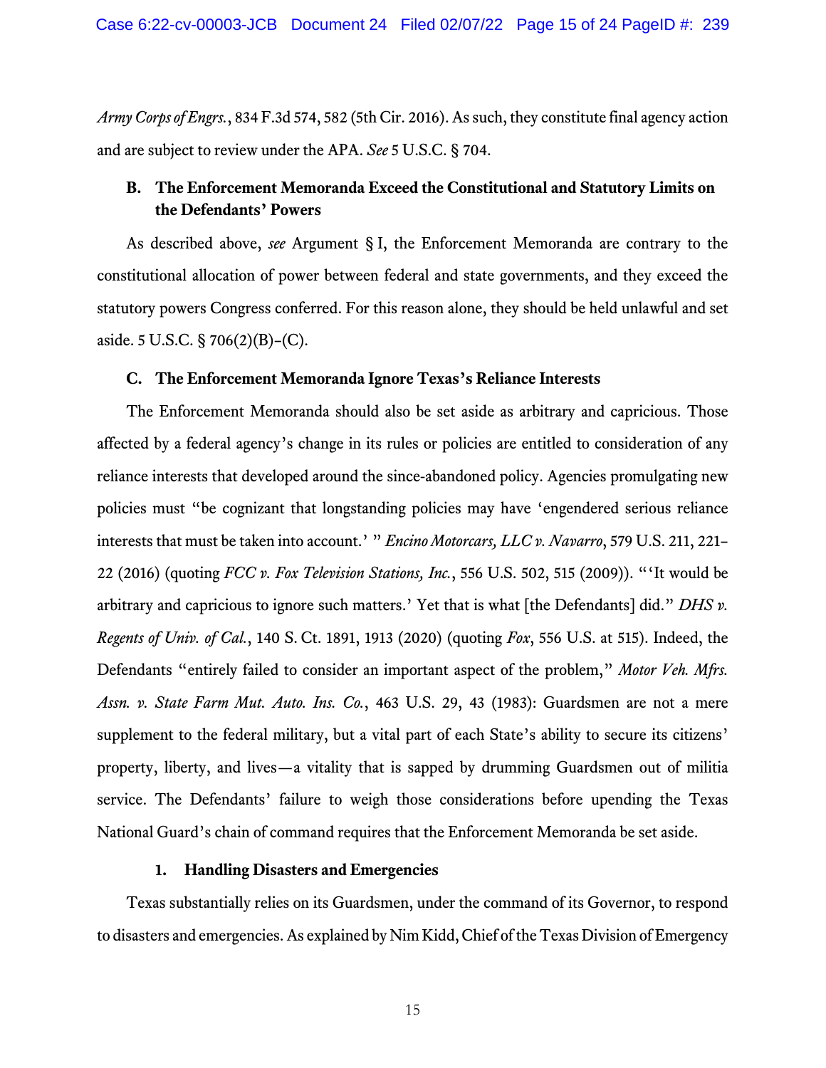*Army Corps of Engrs.*, 834 F.3d 574, 582 (5th Cir. 2016). As such, they constitute final agency action and are subject to review under the APA. *See* 5 U.S.C. § 704.

### B. The Enforcement Memoranda Exceed the Constitutional and Statutory Limits on the Defendants' Powers

As described above, *see* Argument § I, the Enforcement Memoranda are contrary to the constitutional allocation of power between federal and state governments, and they exceed the statutory powers Congress conferred. For this reason alone, they should be held unlawful and set aside. 5 U.S.C. § 706(2)(B)–(C).

### C. The Enforcement Memoranda Ignore Texas's Reliance Interests

The Enforcement Memoranda should also be set aside as arbitrary and capricious. Those affected by a federal agency's change in its rules or policies are entitled to consideration of any reliance interests that developed around the since-abandoned policy. Agencies promulgating new policies must "be cognizant that longstanding policies may have 'engendered serious reliance interests that must be taken into account.' " *Encino Motorcars, LLC v. Navarro*, 579 U.S. 211, 221–22 (2016) (quoting *FCC v. Fox Television Stations, Inc.*, 556 U.S. 502, 515 (2009)). "'It would be arbitrary and capricious to ignore such matters.' Yet that is what [the Defendants] did." *DHS v. Regents of Univ. of Cal.*, 140 S. Ct. 1891, 1913 (2020) (quoting *Fox*, 556 U.S. at 515). Indeed, the Defendants "entirely failed to consider an important aspect of the problem," *Motor Veh. Mfrs. Assn. v. State Farm Mut. Auto. Ins. Co.*, 463 U.S. 29, 43 (1983): Guardsmen are not a mere supplement to the federal military, but a vital part of each State's ability to secure its citizens' property, liberty, and lives—a vitality that is sapped by drumming Guardsmen out of militia service. The Defendants' failure to weigh those considerations before upending the Texas National Guard's chain of command requires that the Enforcement Memoranda be set aside.

#### 1. Handling Disasters and Emergencies

Texas substantially relies on its Guardsmen, under the command of its Governor, to respond to disasters and emergencies. As explained by Nim Kidd, Chief of the Texas Division of Emergency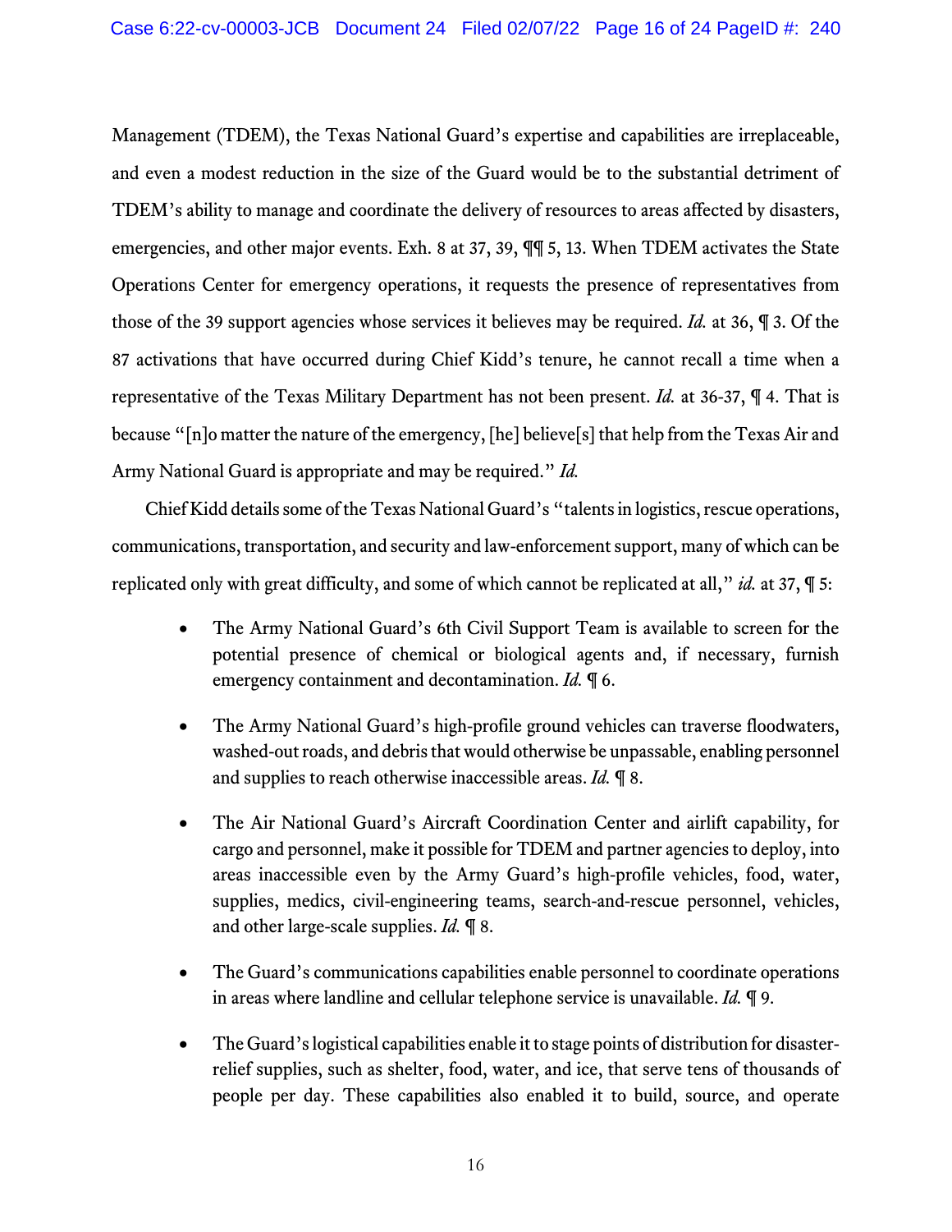Management (TDEM), the Texas National Guard's expertise and capabilities are irreplaceable, and even a modest reduction in the size of the Guard would be to the substantial detriment of TDEM's ability to manage and coordinate the delivery of resources to areas affected by disasters, emergencies, and other major events. Exh. 8 at 37, 39, ¶¶ 5, 13. When TDEM activates the State Operations Center for emergency operations, it requests the presence of representatives from those of the 39 support agencies whose services it believes may be required. *Id.* at 36, ¶ 3. Of the 87 activations that have occurred during Chief Kidd's tenure, he cannot recall a time when a representative of the Texas Military Department has not been present. *Id.* at 36-37, ¶ 4. That is because "[n]o matter the nature of the emergency, [he] believe[s] that help from the Texas Air and Army National Guard is appropriate and may be required." *Id.*

Chief Kidd details some of the Texas National Guard's "talents in logistics, rescue operations, communications, transportation, and security and law-enforcement support, many of which can be replicated only with great difficulty, and some of which cannot be replicated at all," *id.* at 37, ¶ 5:

- The Army National Guard's 6th Civil Support Team is available to screen for the potential presence of chemical or biological agents and, if necessary, furnish emergency containment and decontamination. *Id.* ¶ 6.

- The Army National Guard's high-profile ground vehicles can traverse floodwaters, washed-out roads, and debris that would otherwise be unpassable, enabling personnel and supplies to reach otherwise inaccessible areas. *Id.* ¶ 8.

- The Air National Guard's Aircraft Coordination Center and airlift capability, for cargo and personnel, make it possible for TDEM and partner agencies to deploy, into areas inaccessible even by the Army Guard's high-profile vehicles, food, water, supplies, medics, civil-engineering teams, search-and-rescue personnel, vehicles, and other large-scale supplies. *Id.* ¶ 8.

- The Guard's communications capabilities enable personnel to coordinate operations in areas where landline and cellular telephone service is unavailable. *Id.* ¶ 9.

- The Guard's logistical capabilities enable it to stage points of distribution for disaster-relief supplies, such as shelter, food, water, and ice, that serve tens of thousands of people per day. These capabilities also enabled it to build, source, and operate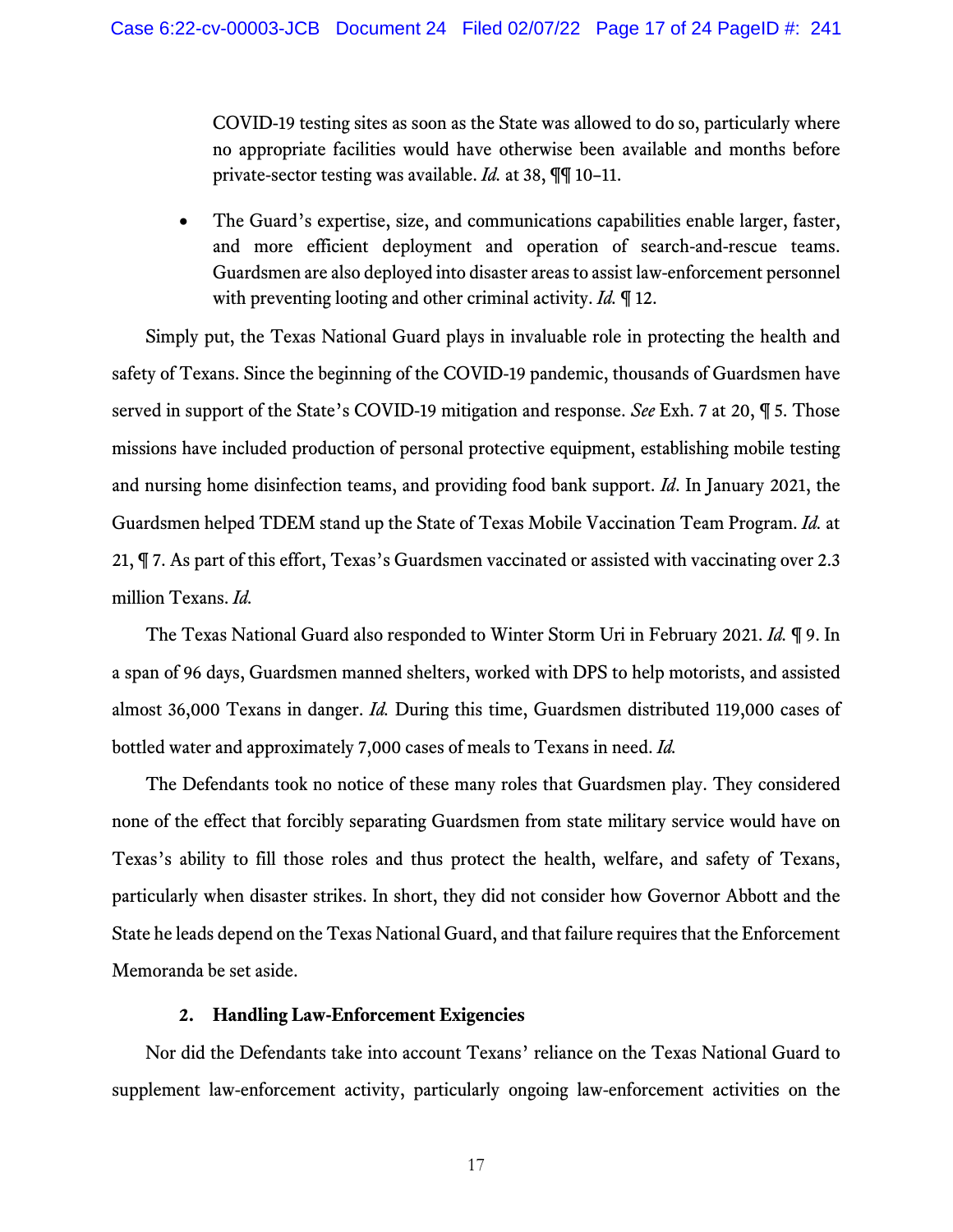COVID-19 testing sites as soon as the State was allowed to do so, particularly where no appropriate facilities would have otherwise been available and months before private-sector testing was available. *Id.* at 38, ¶¶ 10–11.

- The Guard's expertise, size, and communications capabilities enable larger, faster, and more efficient deployment and operation of search-and-rescue teams. Guardsmen are also deployed into disaster areas to assist law-enforcement personnel with preventing looting and other criminal activity. *Id.* ¶ 12.

Simply put, the Texas National Guard plays in invaluable role in protecting the health and safety of Texans. Since the beginning of the COVID-19 pandemic, thousands of Guardsmen have served in support of the State's COVID-19 mitigation and response. *See* Exh. 7 at 20, ¶ 5. Those missions have included production of personal protective equipment, establishing mobile testing and nursing home disinfection teams, and providing food bank support. *Id*. In January 2021, the Guardsmen helped TDEM stand up the State of Texas Mobile Vaccination Team Program. *Id.* at 21, ¶ 7. As part of this effort, Texas's Guardsmen vaccinated or assisted with vaccinating over 2.3 million Texans. *Id.*

The Texas National Guard also responded to Winter Storm Uri in February 2021. *Id.* ¶ 9. In a span of 96 days, Guardsmen manned shelters, worked with DPS to help motorists, and assisted almost 36,000 Texans in danger. *Id.* During this time, Guardsmen distributed 119,000 cases of bottled water and approximately 7,000 cases of meals to Texans in need. *Id.*

The Defendants took no notice of these many roles that Guardsmen play. They considered none of the effect that forcibly separating Guardsmen from state military service would have on Texas's ability to fill those roles and thus protect the health, welfare, and safety of Texans, particularly when disaster strikes. In short, they did not consider how Governor Abbott and the State he leads depend on the Texas National Guard, and that failure requires that the Enforcement Memoranda be set aside.

#### 2. Handling Law-Enforcement Exigencies

Nor did the Defendants take into account Texans' reliance on the Texas National Guard to supplement law-enforcement activity, particularly ongoing law-enforcement activities on the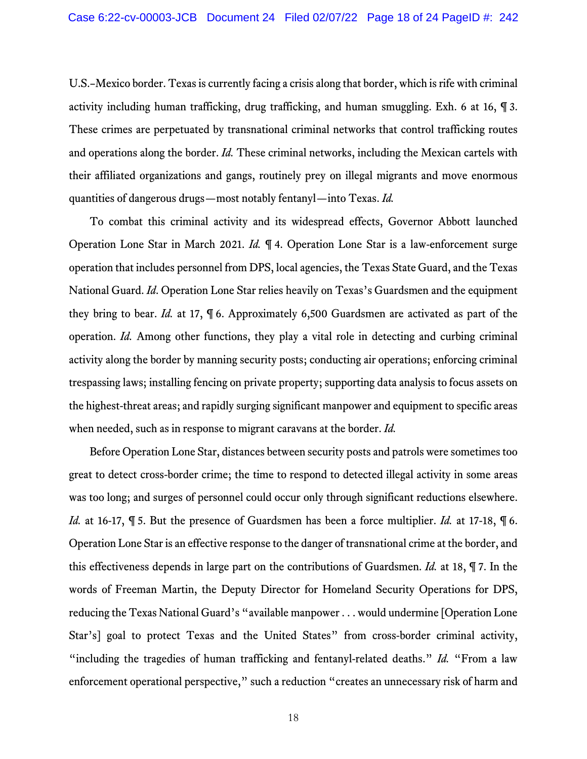U.S.–Mexico border. Texas is currently facing a crisis along that border, which is rife with criminal activity including human trafficking, drug trafficking, and human smuggling. Exh. 6 at 16, ¶ 3. These crimes are perpetuated by transnational criminal networks that control trafficking routes and operations along the border. *Id.* These criminal networks, including the Mexican cartels with their affiliated organizations and gangs, routinely prey on illegal migrants and move enormous quantities of dangerous drugs—most notably fentanyl—into Texas. *Id.*

To combat this criminal activity and its widespread effects, Governor Abbott launched Operation Lone Star in March 2021. *Id.* ¶ 4. Operation Lone Star is a law-enforcement surge operation that includes personnel from DPS, local agencies, the Texas State Guard, and the Texas National Guard. *Id*. Operation Lone Star relies heavily on Texas's Guardsmen and the equipment they bring to bear. *Id.* at 17, ¶ 6. Approximately 6,500 Guardsmen are activated as part of the operation. *Id.* Among other functions, they play a vital role in detecting and curbing criminal activity along the border by manning security posts; conducting air operations; enforcing criminal trespassing laws; installing fencing on private property; supporting data analysis to focus assets on the highest-threat areas; and rapidly surging significant manpower and equipment to specific areas when needed, such as in response to migrant caravans at the border. *Id.*

Before Operation Lone Star, distances between security posts and patrols were sometimes too great to detect cross-border crime; the time to respond to detected illegal activity in some areas was too long; and surges of personnel could occur only through significant reductions elsewhere. *Id.* at 16-17, ¶ 5. But the presence of Guardsmen has been a force multiplier. *Id.* at 17-18, ¶ 6. Operation Lone Star is an effective response to the danger of transnational crime at the border, and this effectiveness depends in large part on the contributions of Guardsmen. *Id.* at 18, ¶ 7. In the words of Freeman Martin, the Deputy Director for Homeland Security Operations for DPS, reducing the Texas National Guard's "available manpower . . . would undermine [Operation Lone Star's] goal to protect Texas and the United States" from cross-border criminal activity, "including the tragedies of human trafficking and fentanyl-related deaths." *Id.* "From a law enforcement operational perspective," such a reduction "creates an unnecessary risk of harm and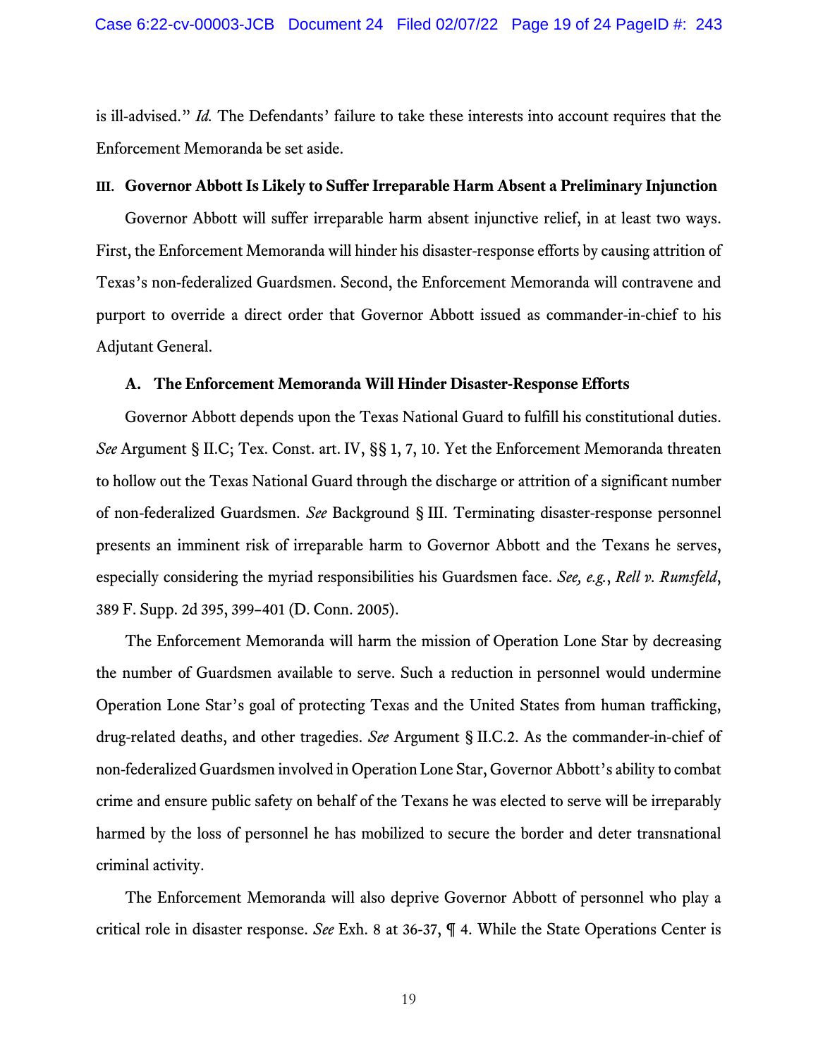is ill-advised." *Id.* The Defendants' failure to take these interests into account requires that the Enforcement Memoranda be set aside.

## III. Governor Abbott Is Likely to Suffer Irreparable Harm Absent a Preliminary Injunction

Governor Abbott will suffer irreparable harm absent injunctive relief, in at least two ways. First, the Enforcement Memoranda will hinder his disaster-response efforts by causing attrition of Texas's non-federalized Guardsmen. Second, the Enforcement Memoranda will contravene and purport to override a direct order that Governor Abbott issued as commander-in-chief to his Adjutant General.

### A. The Enforcement Memoranda Will Hinder Disaster-Response Efforts

Governor Abbott depends upon the Texas National Guard to fulfill his constitutional duties. *See* Argument § II.C; Tex. Const. art. IV, §§ 1, 7, 10. Yet the Enforcement Memoranda threaten to hollow out the Texas National Guard through the discharge or attrition of a significant number of non-federalized Guardsmen. *See* Background § III. Terminating disaster-response personnel presents an imminent risk of irreparable harm to Governor Abbott and the Texans he serves, especially considering the myriad responsibilities his Guardsmen face. *See, e.g.*, *Rell v. Rumsfeld*, 389 F. Supp. 2d 395, 399–401 (D. Conn. 2005).

The Enforcement Memoranda will harm the mission of Operation Lone Star by decreasing the number of Guardsmen available to serve. Such a reduction in personnel would undermine Operation Lone Star's goal of protecting Texas and the United States from human trafficking, drug-related deaths, and other tragedies. *See* Argument § II.C.2. As the commander-in-chief of non-federalized Guardsmen involved in Operation Lone Star, Governor Abbott's ability to combat crime and ensure public safety on behalf of the Texans he was elected to serve will be irreparably harmed by the loss of personnel he has mobilized to secure the border and deter transnational criminal activity.

The Enforcement Memoranda will also deprive Governor Abbott of personnel who play a critical role in disaster response. *See* Exh. 8 at 36-37, ¶ 4. While the State Operations Center is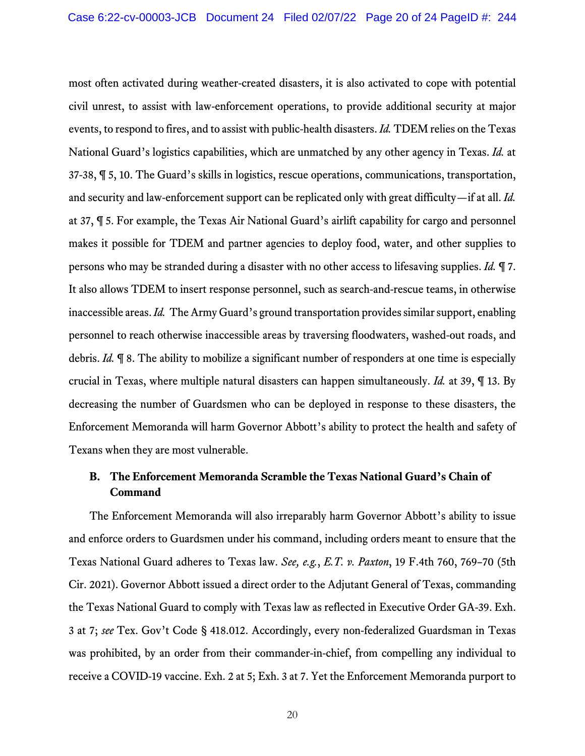most often activated during weather-created disasters, it is also activated to cope with potential civil unrest, to assist with law-enforcement operations, to provide additional security at major events, to respond to fires, and to assist with public-health disasters. *Id.* TDEM relies on the Texas National Guard's logistics capabilities, which are unmatched by any other agency in Texas. *Id.* at 37-38, ¶ 5, 10. The Guard's skills in logistics, rescue operations, communications, transportation, and security and law-enforcement support can be replicated only with great difficulty—if at all. *Id.* at 37, ¶ 5. For example, the Texas Air National Guard's airlift capability for cargo and personnel makes it possible for TDEM and partner agencies to deploy food, water, and other supplies to persons who may be stranded during a disaster with no other access to lifesaving supplies. *Id.* ¶ 7. It also allows TDEM to insert response personnel, such as search-and-rescue teams, in otherwise inaccessible areas. *Id.* The Army Guard's ground transportation provides similar support, enabling personnel to reach otherwise inaccessible areas by traversing floodwaters, washed-out roads, and debris. *Id.* ¶ 8. The ability to mobilize a significant number of responders at one time is especially crucial in Texas, where multiple natural disasters can happen simultaneously. *Id.* at 39, ¶ 13. By decreasing the number of Guardsmen who can be deployed in response to these disasters, the Enforcement Memoranda will harm Governor Abbott's ability to protect the health and safety of Texans when they are most vulnerable.

### B. The Enforcement Memoranda Scramble the Texas National Guard's Chain of Command

The Enforcement Memoranda will also irreparably harm Governor Abbott's ability to issue and enforce orders to Guardsmen under his command, including orders meant to ensure that the Texas National Guard adheres to Texas law. *See, e.g.*, *E.T. v. Paxton*, 19 F.4th 760, 769–70 (5th Cir. 2021). Governor Abbott issued a direct order to the Adjutant General of Texas, commanding the Texas National Guard to comply with Texas law as reflected in Executive Order GA-39. Exh. 3 at 7; *see* Tex. Gov't Code § 418.012. Accordingly, every non-federalized Guardsman in Texas was prohibited, by an order from their commander-in-chief, from compelling any individual to receive a COVID-19 vaccine. Exh. 2 at 5; Exh. 3 at 7. Yet the Enforcement Memoranda purport to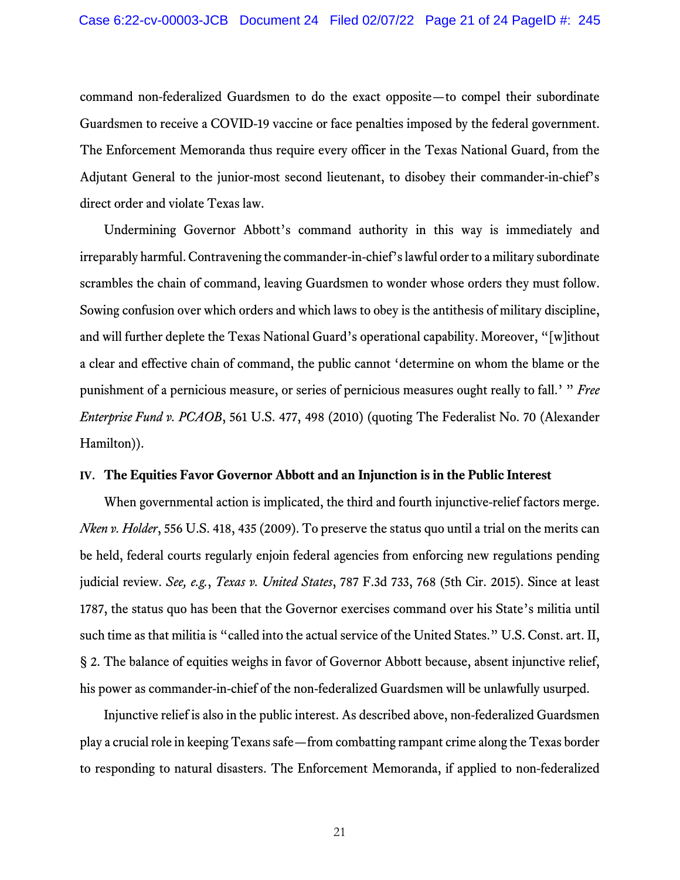command non-federalized Guardsmen to do the exact opposite—to compel their subordinate Guardsmen to receive a COVID-19 vaccine or face penalties imposed by the federal government. The Enforcement Memoranda thus require every officer in the Texas National Guard, from the Adjutant General to the junior-most second lieutenant, to disobey their commander-in-chief's direct order and violate Texas law.

Undermining Governor Abbott's command authority in this way is immediately and irreparably harmful. Contravening the commander-in-chief's lawful order to a military subordinate scrambles the chain of command, leaving Guardsmen to wonder whose orders they must follow. Sowing confusion over which orders and which laws to obey is the antithesis of military discipline, and will further deplete the Texas National Guard's operational capability. Moreover, "[w]ithout a clear and effective chain of command, the public cannot 'determine on whom the blame or the punishment of a pernicious measure, or series of pernicious measures ought really to fall.' " *Free Enterprise Fund v. PCAOB*, 561 U.S. 477, 498 (2010) (quoting The Federalist No. 70 (Alexander Hamilton)).

## IV. The Equities Favor Governor Abbott and an Injunction is in the Public Interest

When governmental action is implicated, the third and fourth injunctive-relief factors merge. *Nken v. Holder*, 556 U.S. 418, 435 (2009). To preserve the status quo until a trial on the merits can be held, federal courts regularly enjoin federal agencies from enforcing new regulations pending judicial review. *See, e.g.*, *Texas v. United States*, 787 F.3d 733, 768 (5th Cir. 2015). Since at least 1787, the status quo has been that the Governor exercises command over his State's militia until such time as that militia is "called into the actual service of the United States." U.S. Const. art. II, § 2. The balance of equities weighs in favor of Governor Abbott because, absent injunctive relief, his power as commander-in-chief of the non-federalized Guardsmen will be unlawfully usurped.

Injunctive relief is also in the public interest. As described above, non-federalized Guardsmen play a crucial role in keeping Texans safe—from combatting rampant crime along the Texas border to responding to natural disasters. The Enforcement Memoranda, if applied to non-federalized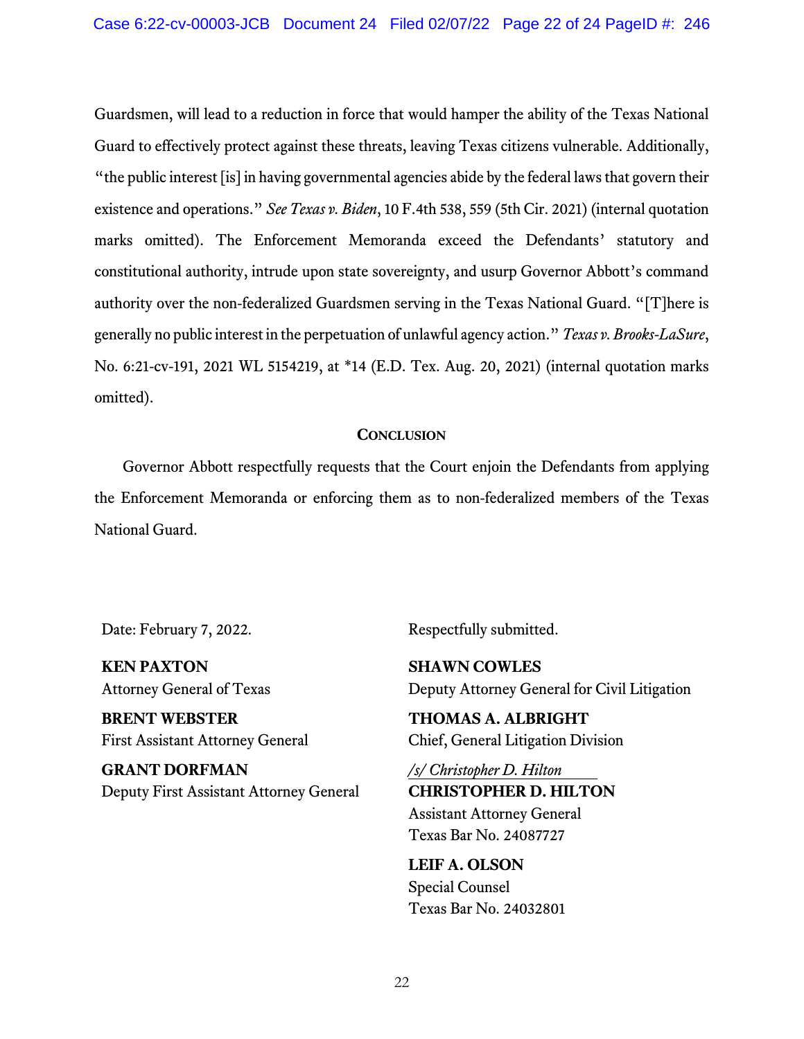Guardsmen, will lead to a reduction in force that would hamper the ability of the Texas National Guard to effectively protect against these threats, leaving Texas citizens vulnerable. Additionally, "the public interest [is] in having governmental agencies abide by the federal laws that govern their existence and operations." *See Texas v. Biden*, 10 F.4th 538, 559 (5th Cir. 2021) (internal quotation marks omitted). The Enforcement Memoranda exceed the Defendants' statutory and constitutional authority, intrude upon state sovereignty, and usurp Governor Abbott's command authority over the non-federalized Guardsmen serving in the Texas National Guard. "[T]here is generally no public interest in the perpetuation of unlawful agency action." *Texas v. Brooks-LaSure*, No. 6:21-cv-191, 2021 WL 5154219, at *14 (E.D. Tex. Aug. 20, 2021) (internal quotation marks omitted).

## Conclusion

Governor Abbott respectfully requests that the Court enjoin the Defendants from applying the Enforcement Memoranda or enforcing them as to non-federalized members of the Texas National Guard.

Date: February 7, 2022.

Respectfully submitted.

**KEN PAXTON**
Attorney General of Texas

**BRENT WEBSTER**
First Assistant Attorney General

**GRANT DORFMAN**
Deputy First Assistant Attorney General

**SHAWN COWLES**
Deputy Attorney General for Civil Litigation

**THOMAS A. ALBRIGHT**
Chief, General Litigation Division

*/s/ Christopher D. Hilton*
**CHRISTOPHER D. HILTON**
Assistant Attorney General
Texas Bar No. 24087727

**LEIF A. OLSON**
Special Counsel
Texas Bar No. 24032801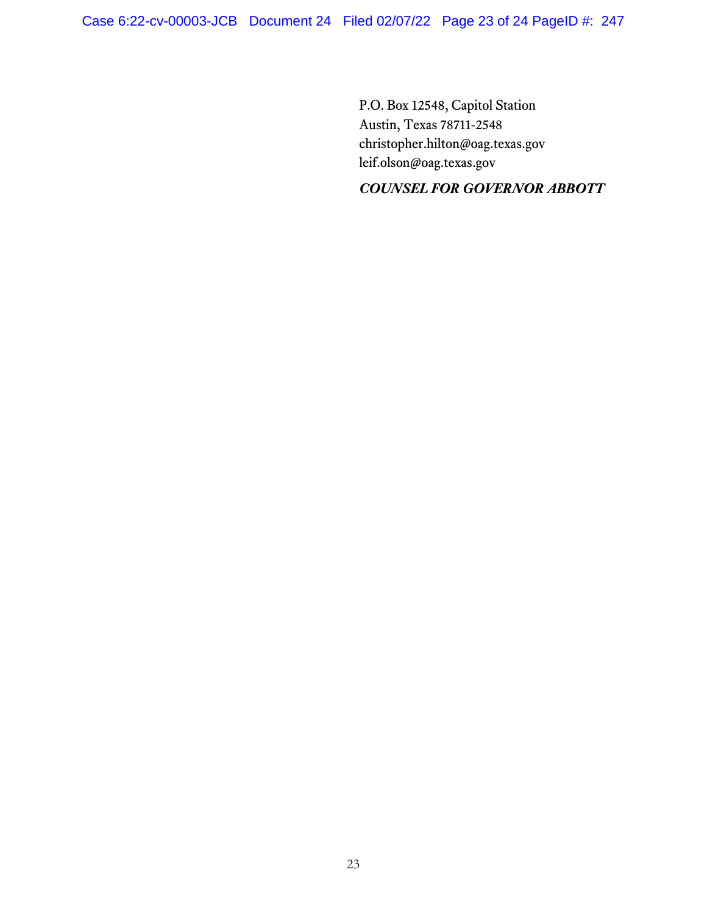P.O. Box 12548, Capitol Station
Austin, Texas 78711-2548
christopher.hilton@oag.texas.gov
leif.olson@oag.texas.gov

***COUNSEL FOR GOVERNOR ABBOTT***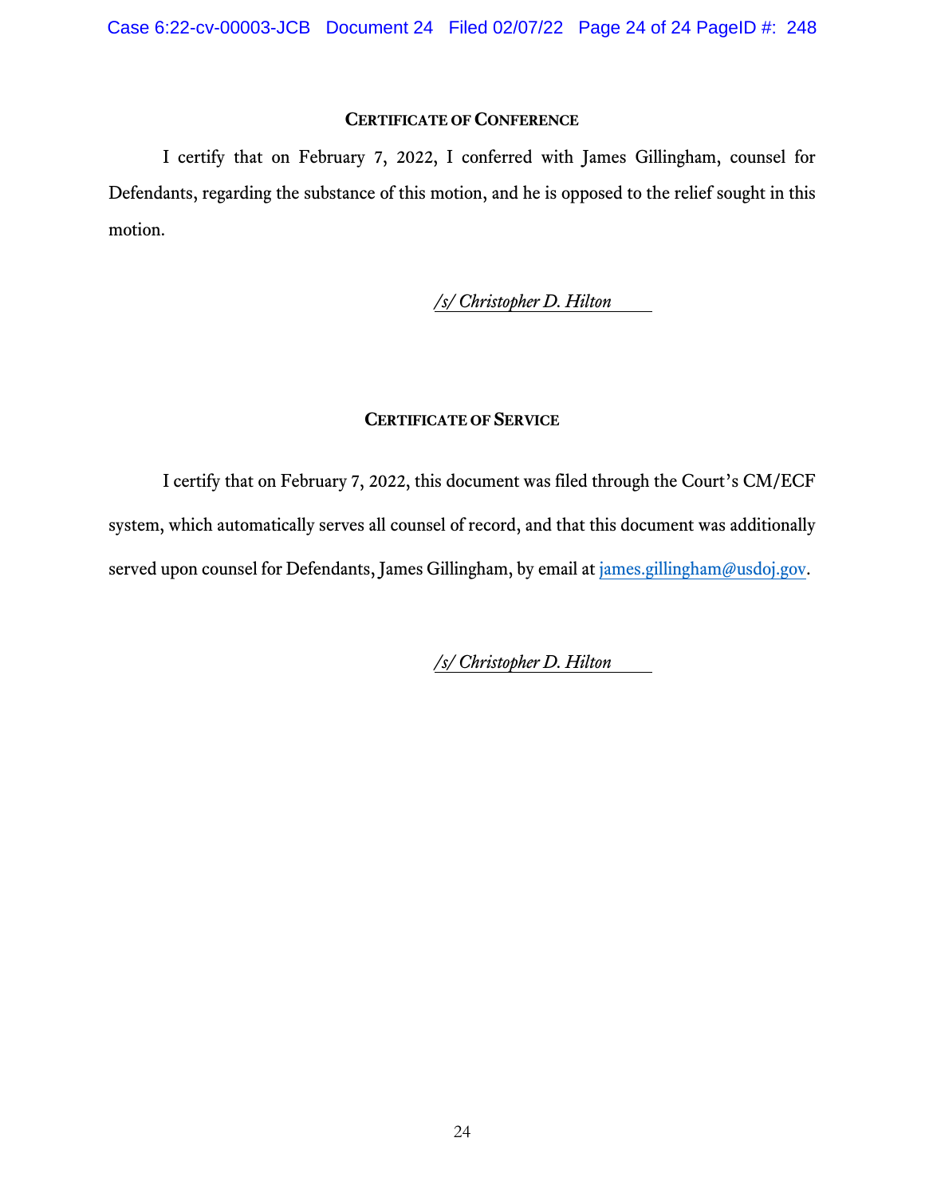## CERTIFICATE OF CONFERENCE

I certify that on February 7, 2022, I conferred with James Gillingham, counsel for Defendants, regarding the substance of this motion, and he is opposed to the relief sought in this motion.

*/s/ Christopher D. Hilton*

## CERTIFICATE OF SERVICE

I certify that on February 7, 2022, this document was filed through the Court's CM/ECF system, which automatically serves all counsel of record, and that this document was additionally served upon counsel for Defendants, James Gillingham, by email at james.gillingham@usdoj.gov.

*/s/ Christopher D. Hilton*